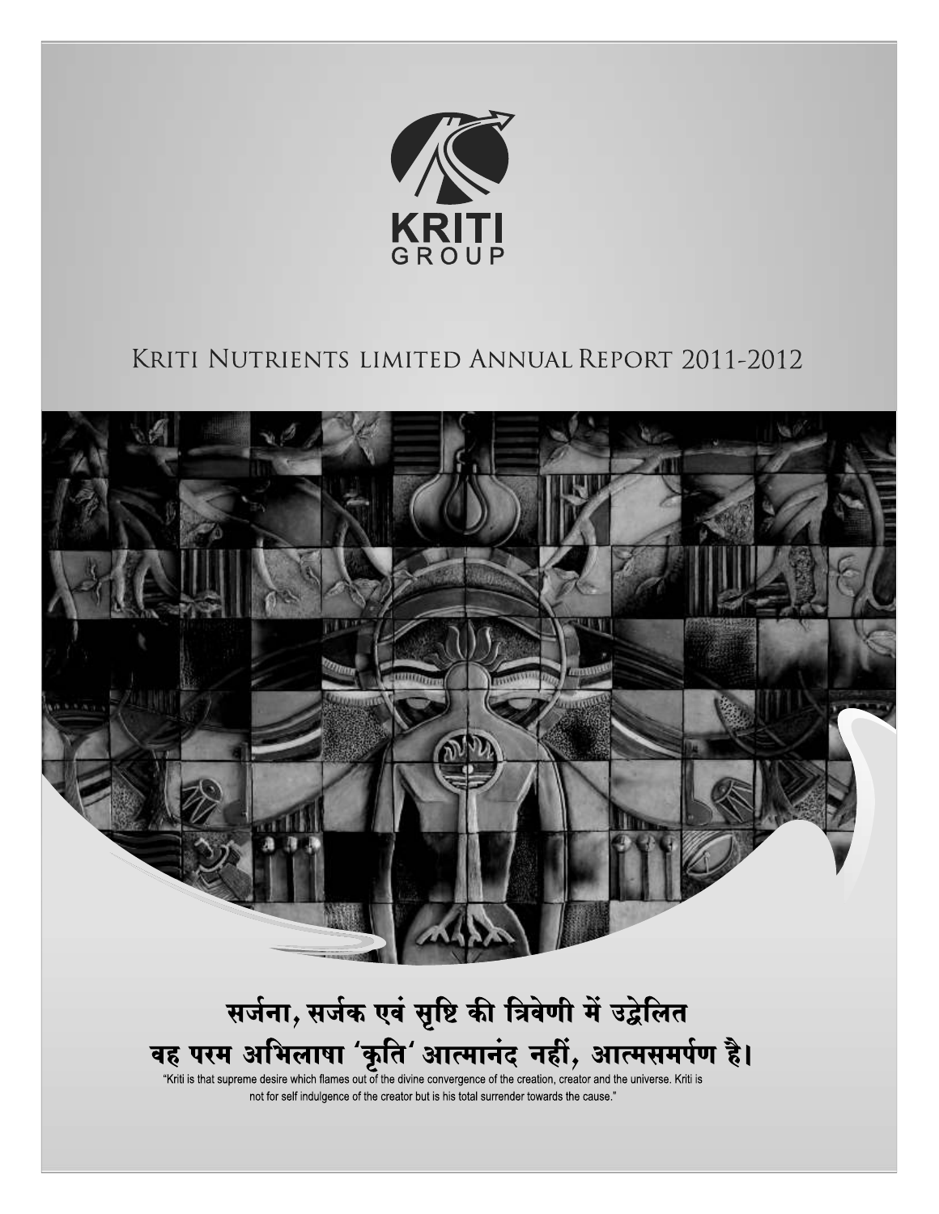KRITI
GROUP

# Kriti Nutrients limited Annual Report 2011-2012

सर्जना, सर्जक एवं सृष्टि की त्रिवेणी में उद्वेलित
वह परम अभिलाषा 'कृति' आत्मानंद नहीं, आत्मसमर्पण है।

"Kriti is that supreme desire which flames out of the divine convergence of the creation, creator and the universe. Kriti is not for self indulgence of the creator but is his total surrender towards the cause."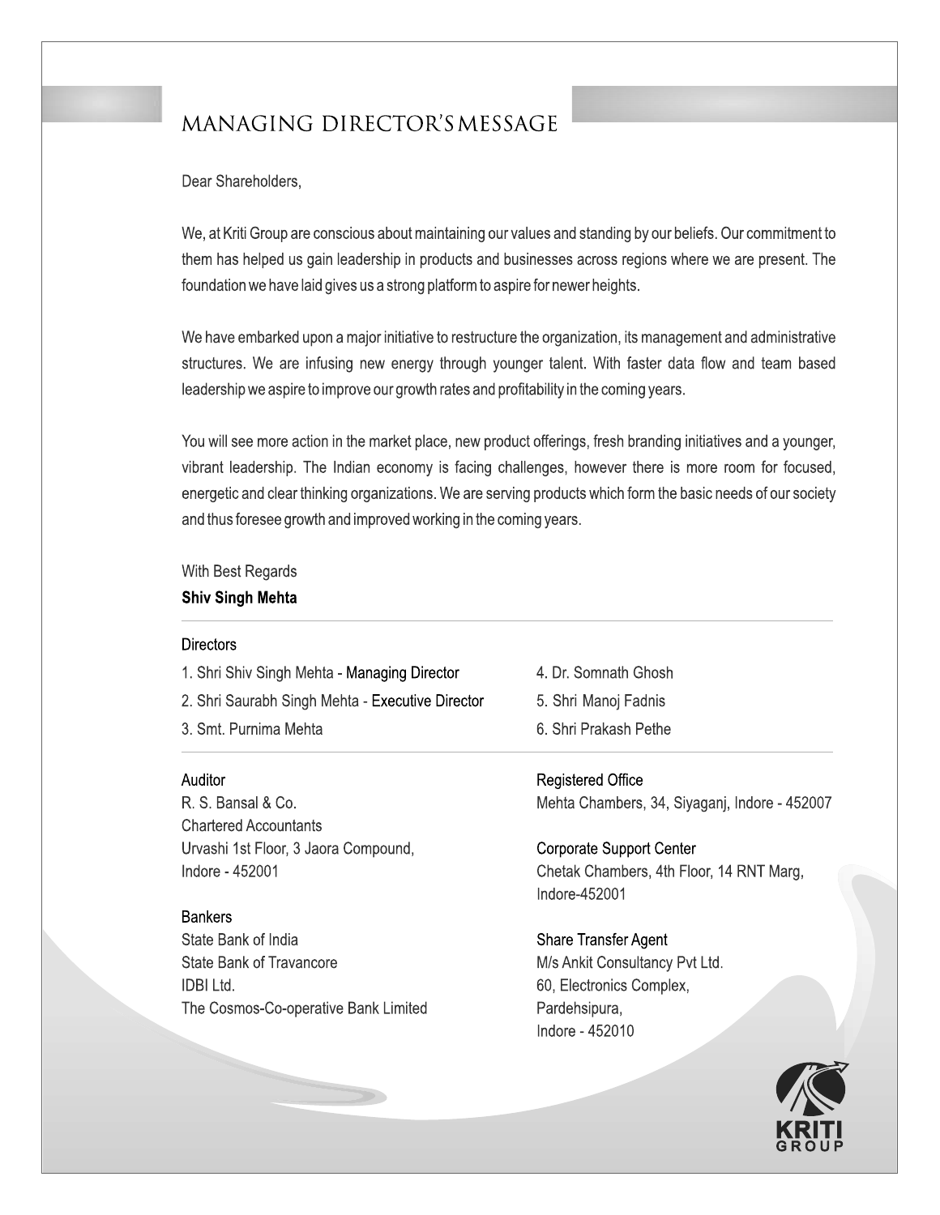# MANAGING DIRECTOR'S MESSAGE

Dear Shareholders,

We, at Kriti Group are conscious about maintaining our values and standing by our beliefs. Our commitment to them has helped us gain leadership in products and businesses across regions where we are present. The foundation we have laid gives us a strong platform to aspire for newer heights.

We have embarked upon a major initiative to restructure the organization, its management and administrative structures. We are infusing new energy through younger talent. With faster data flow and team based leadership we aspire to improve our growth rates and profitability in the coming years.

You will see more action in the market place, new product offerings, fresh branding initiatives and a younger, vibrant leadership. The Indian economy is facing challenges, however there is more room for focused, energetic and clear thinking organizations. We are serving products which form the basic needs of our society and thus foresee growth and improved working in the coming years.

With Best Regards

**Shiv Singh Mehta**

---

**Directors**

1. Shri Shiv Singh Mehta - Managing Director
2. Shri Saurabh Singh Mehta - Executive Director
3. Smt. Purnima Mehta
4. Dr. Somnath Ghosh
5. Shri Manoj Fadnis
6. Shri Prakash Pethe

---

**Auditor**

R. S. Bansal & Co.
Chartered Accountants
Urvashi 1st Floor, 3 Jaora Compound,
Indore - 452001

**Bankers**

State Bank of India
State Bank of Travancore
IDBI Ltd.
The Cosmos-Co-operative Bank Limited

**Registered Office**

Mehta Chambers, 34, Siyaganj, Indore - 452007

**Corporate Support Center**

Chetak Chambers, 4th Floor, 14 RNT Marg,
Indore-452001

**Share Transfer Agent**

M/s Ankit Consultancy Pvt Ltd.
60, Electronics Complex,
Pardehsipura,
Indore - 452010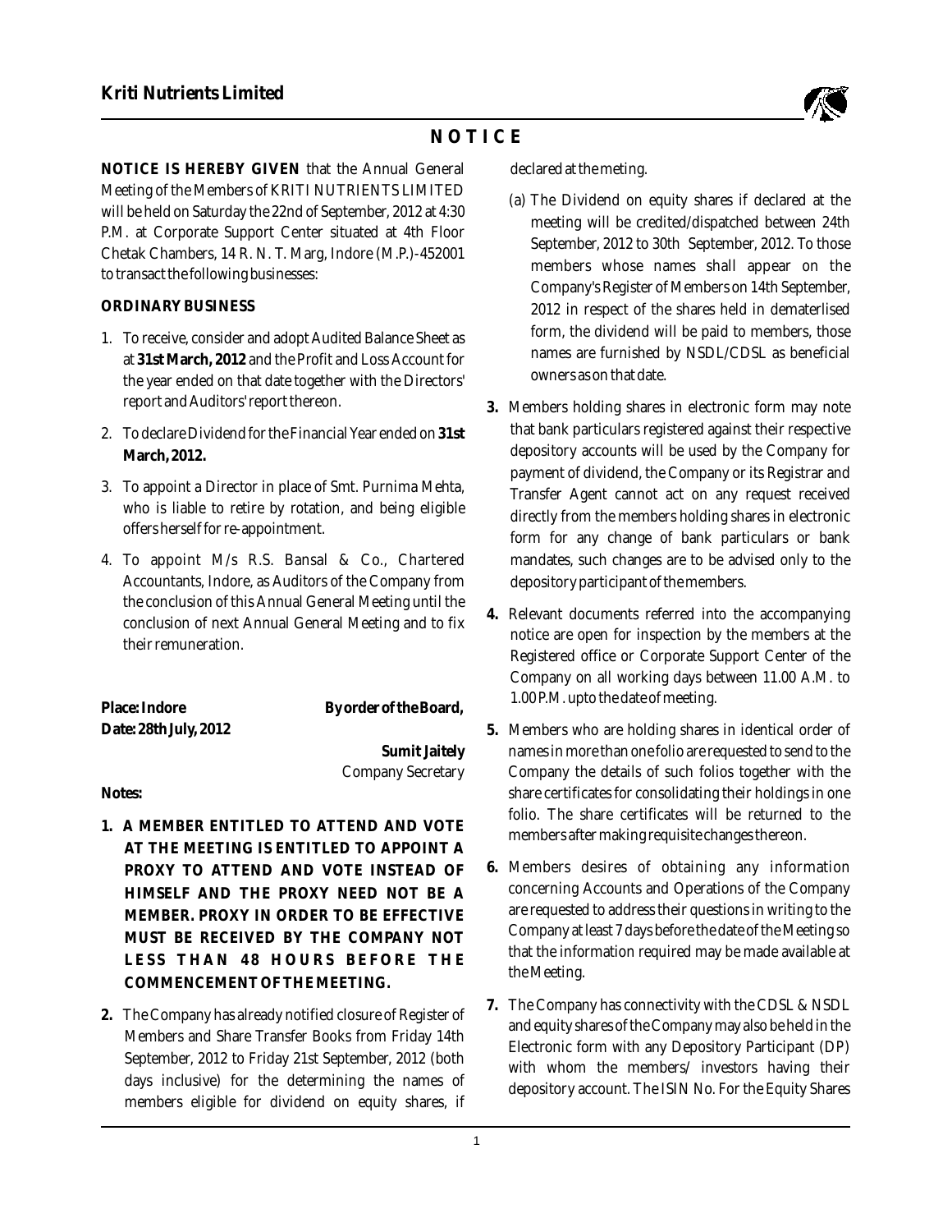# NOTICE

**NOTICE IS HEREBY GIVEN** that the Annual General Meeting of the Members of KRITI NUTRIENTS LIMITED will be held on Saturday the 22nd of September, 2012 at 4:30 P.M. at Corporate Support Center situated at 4th Floor Chetak Chambers, 14 R. N. T. Marg, Indore (M.P.)-452001 to transact the following businesses:

**ORDINARY BUSINESS**

1. To receive, consider and adopt Audited Balance Sheet as at **31st March, 2012** and the Profit and Loss Account for the year ended on that date together with the Directors' report and Auditors' report thereon.
2. To declare Dividend for the Financial Year ended on **31st March, 2012.**
3. To appoint a Director in place of Smt. Purnima Mehta, who is liable to retire by rotation, and being eligible offers herself for re-appointment.
4. To appoint M/s R.S. Bansal & Co., Chartered Accountants, Indore, as Auditors of the Company from the conclusion of this Annual General Meeting until the conclusion of next Annual General Meeting and to fix their remuneration.

**Place: Indore** **By order of the Board,**
**Date: 28th July, 2012**

**Sumit Jaitely**
Company Secretary

**Notes:**

1. **A MEMBER ENTITLED TO ATTEND AND VOTE AT THE MEETING IS ENTITLED TO APPOINT A PROXY TO ATTEND AND VOTE INSTEAD OF HIMSELF AND THE PROXY NEED NOT BE A MEMBER. PROXY IN ORDER TO BE EFFECTIVE MUST BE RECEIVED BY THE COMPANY NOT LESS THAN 48 HOURS BEFORE THE COMMENCEMENT OF THE MEETING.**
2. The Company has already notified closure of Register of Members and Share Transfer Books from Friday 14th September, 2012 to Friday 21st September, 2012 (both days inclusive) for the determining the names of members eligible for dividend on equity shares, if declared at the meeting.

   (a) The Dividend on equity shares if declared at the meeting will be credited/dispatched between 24th September, 2012 to 30th September, 2012. To those members whose names shall appear on the Company's Register of Members on 14th September, 2012 in respect of the shares held in dematerlised form, the dividend will be paid to members, those names are furnished by NSDL/CDSL as beneficial owners as on that date.

3. Members holding shares in electronic form may note that bank particulars registered against their respective depository accounts will be used by the Company for payment of dividend, the Company or its Registrar and Transfer Agent cannot act on any request received directly from the members holding shares in electronic form for any change of bank particulars or bank mandates, such changes are to be advised only to the depository participant of the members.
4. Relevant documents referred into the accompanying notice are open for inspection by the members at the Registered office or Corporate Support Center of the Company on all working days between 11.00 A.M. to 1.00 P.M. upto the date of meeting.
5. Members who are holding shares in identical order of names in more than one folio are requested to send to the Company the details of such folios together with the share certificates for consolidating their holdings in one folio. The share certificates will be returned to the members after making requisite changes thereon.
6. Members desires of obtaining any information concerning Accounts and Operations of the Company are requested to address their questions in writing to the Company at least 7 days before the date of the Meeting so that the information required may be made available at the Meeting.
7. The Company has connectivity with the CDSL & NSDL and equity shares of the Company may also be held in the Electronic form with any Depository Participant (DP) with whom the members/ investors having their depository account. The ISIN No. For the Equity Shares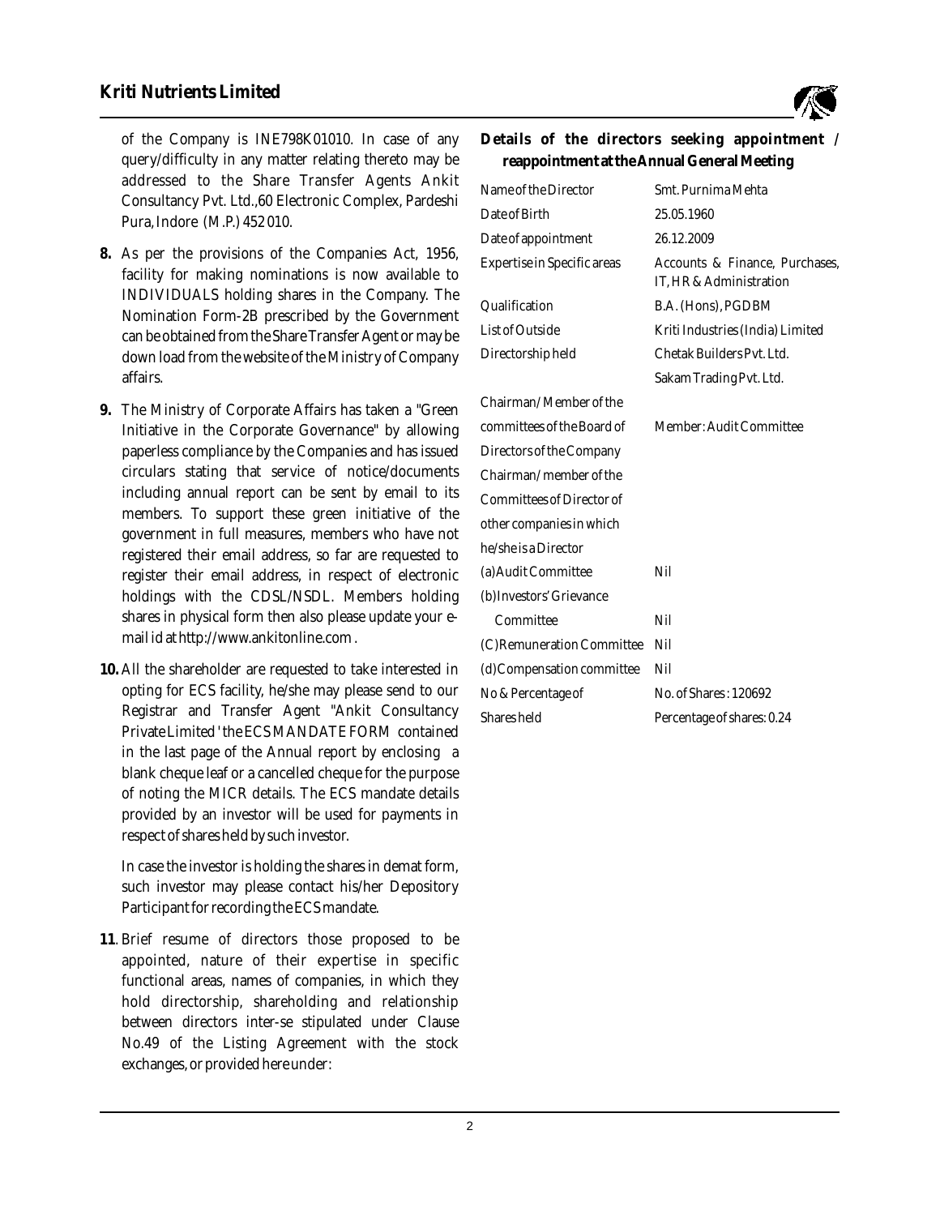of the Company is INE798K01010. In case of any query/difficulty in any matter relating thereto may be addressed to the Share Transfer Agents Ankit Consultancy Pvt. Ltd.,60 Electronic Complex, Pardeshi Pura, Indore (M.P.) 452 010.

**8.** As per the provisions of the Companies Act, 1956, facility for making nominations is now available to INDIVIDUALS holding shares in the Company. The Nomination Form-2B prescribed by the Government can be obtained from the Share Transfer Agent or may be down load from the website of the Ministry of Company affairs.

**9.** The Ministry of Corporate Affairs has taken a "Green Initiative in the Corporate Governance" by allowing paperless compliance by the Companies and has issued circulars stating that service of notice/documents including annual report can be sent by email to its members. To support these green initiative of the government in full measures, members who have not registered their email address, so far are requested to register their email address, in respect of electronic holdings with the CDSL/NSDL. Members holding shares in physical form then also please update your e-mail id at http://www.ankitonline.com .

**10.** All the shareholder are requested to take interested in opting for ECS facility, he/she may please send to our Registrar and Transfer Agent "Ankit Consultancy Private Limited ' the ECS MANDATE FORM contained in the last page of the Annual report by enclosing a blank cheque leaf or a cancelled cheque for the purpose of noting the MICR details. The ECS mandate details provided by an investor will be used for payments in respect of shares held by such investor.

In case the investor is holding the shares in demat form, such investor may please contact his/her Depository Participant for recording the ECS mandate.

**11**. Brief resume of directors those proposed to be appointed, nature of their expertise in specific functional areas, names of companies, in which they hold directorship, shareholding and relationship between directors inter-se stipulated under Clause No.49 of the Listing Agreement with the stock exchanges, or provided hereunder:

**Details of the directors seeking appointment / reappointment at the Annual General Meeting**

| | |
|---|---|
| Name of the Director | Smt. Purnima Mehta |
| Date of Birth | 25.05.1960 |
| Date of appointment | 26.12.2009 |
| Expertise in Specific areas | Accounts & Finance, Purchases, IT, HR & Administration |
| Qualification | B.A. (Hons), PGDBM |
| List of Outside Directorship held | Kriti Industries (India) Limited<br>Chetak Builders Pvt. Ltd.<br>Sakam Trading Pvt. Ltd. |
| Chairman/ Member of the committees of the Board of Directors of the Company | Member: Audit Committee |
| Chairman/ member of the Committees of Director of other companies in which he/she is a Director | |
| (a) Audit Committee | Nil |
| (b) Investors' Grievance Committee | Nil |
| (C) Remuneration Committee | Nil |
| (d) Compensation committee | Nil |
| No & Percentage of Shares held | No. of Shares : 120692<br>Percentage of shares: 0.24 |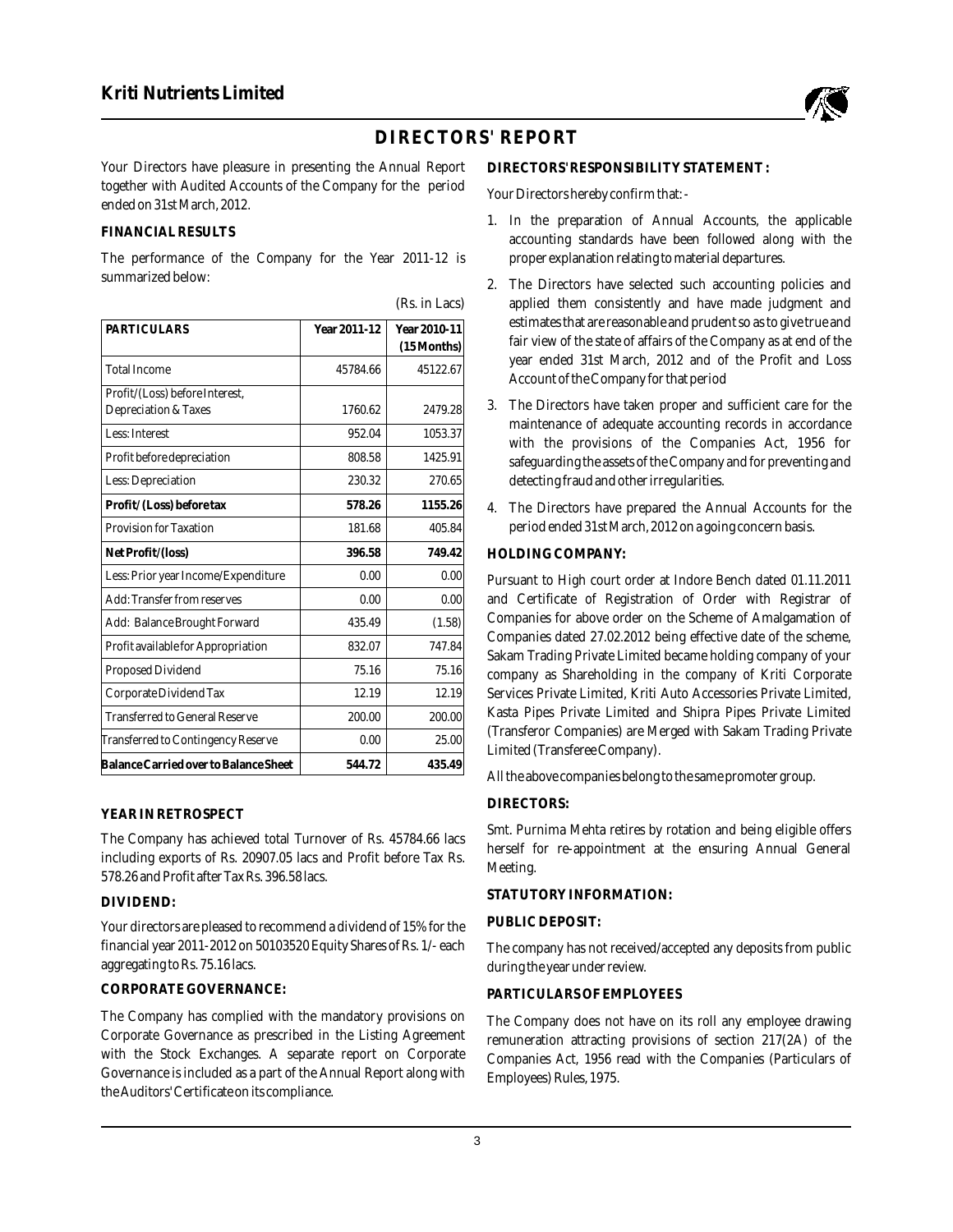# DIRECTORS' REPORT

Your Directors have pleasure in presenting the Annual Report together with Audited Accounts of the Company for the period ended on 31st March, 2012.

## FINANCIAL RESULTS

The performance of the Company for the Year 2011-12 is summarized below:

(Rs. in Lacs)

| PARTICULARS | Year 2011-12 | Year 2010-11 (15 Months) |
|---|---|---|
| Total Income | 45784.66 | 45122.67 |
| Profit/(Loss) before Interest, Depreciation & Taxes | 1760.62 | 2479.28 |
| Less: Interest | 952.04 | 1053.37 |
| Profit before depreciation | 808.58 | 1425.91 |
| Less: Depreciation | 230.32 | 270.65 |
| **Profit/ (Loss) before tax** | **578.26** | **1155.26** |
| Provision for Taxation | 181.68 | 405.84 |
| **Net Profit/(loss)** | **396.58** | **749.42** |
| Less: Prior year Income/Expenditure | 0.00 | 0.00 |
| Add: Transfer from reserves | 0.00 | 0.00 |
| Add: Balance Brought Forward | 435.49 | (1.58) |
| Profit available for Appropriation | 832.07 | 747.84 |
| Proposed Dividend | 75.16 | 75.16 |
| Corporate Dividend Tax | 12.19 | 12.19 |
| Transferred to General Reserve | 200.00 | 200.00 |
| Transferred to Contingency Reserve | 0.00 | 25.00 |
| **Balance Carried over to Balance Sheet** | **544.72** | **435.49** |

## YEAR IN RETROSPECT

The Company has achieved total Turnover of Rs. 45784.66 lacs including exports of Rs. 20907.05 lacs and Profit before Tax Rs. 578.26 and Profit after Tax Rs. 396.58 lacs.

## DIVIDEND:

Your directors are pleased to recommend a dividend of 15% for the financial year 2011-2012 on 50103520 Equity Shares of Rs. 1/- each aggregating to Rs. 75.16 lacs.

## CORPORATE GOVERNANCE:

The Company has complied with the mandatory provisions on Corporate Governance as prescribed in the Listing Agreement with the Stock Exchanges. A separate report on Corporate Governance is included as a part of the Annual Report along with the Auditors' Certificate on its compliance.

## DIRECTORS' RESPONSIBILITY STATEMENT :

Your Directors hereby confirm that: -

1. In the preparation of Annual Accounts, the applicable accounting standards have been followed along with the proper explanation relating to material departures.
2. The Directors have selected such accounting policies and applied them consistently and have made judgment and estimates that are reasonable and prudent so as to give true and fair view of the state of affairs of the Company as at end of the year ended 31st March, 2012 and of the Profit and Loss Account of the Company for that period
3. The Directors have taken proper and sufficient care for the maintenance of adequate accounting records in accordance with the provisions of the Companies Act, 1956 for safeguarding the assets of the Company and for preventing and detecting fraud and other irregularities.
4. The Directors have prepared the Annual Accounts for the period ended 31st March, 2012 on a going concern basis.

## HOLDING COMPANY:

Pursuant to High court order at Indore Bench dated 01.11.2011 and Certificate of Registration of Order with Registrar of Companies for above order on the Scheme of Amalgamation of Companies dated 27.02.2012 being effective date of the scheme, Sakam Trading Private Limited became holding company of your company as Shareholding in the company of Kriti Corporate Services Private Limited, Kriti Auto Accessories Private Limited, Kasta Pipes Private Limited and Shipra Pipes Private Limited (Transferor Companies) are Merged with Sakam Trading Private Limited (Transferee Company).

All the above companies belong to the same promoter group.

## DIRECTORS:

Smt. Purnima Mehta retires by rotation and being eligible offers herself for re-appointment at the ensuring Annual General Meeting.

## STATUTORY INFORMATION:

### PUBLIC DEPOSIT:

The company has not received/accepted any deposits from public during the year under review.

### PARTICULARS OF EMPLOYEES

The Company does not have on its roll any employee drawing remuneration attracting provisions of section 217(2A) of the Companies Act, 1956 read with the Companies (Particulars of Employees) Rules, 1975.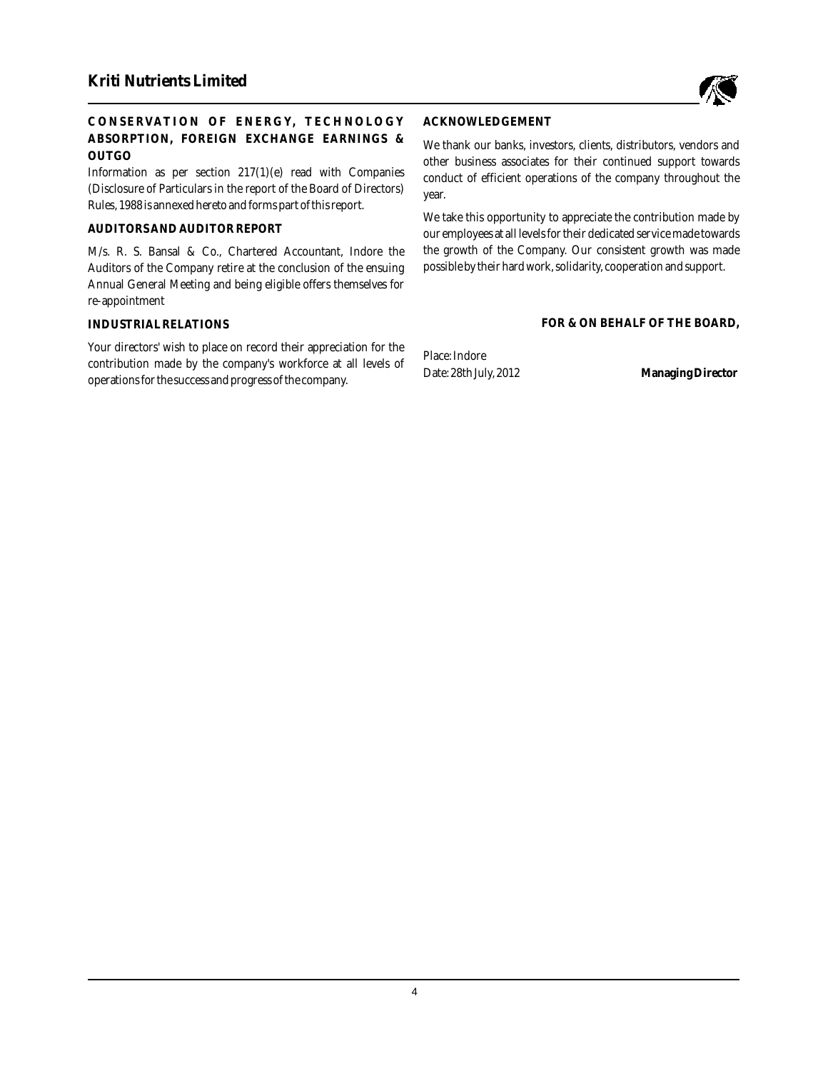## CONSERVATION OF ENERGY, TECHNOLOGY ABSORPTION, FOREIGN EXCHANGE EARNINGS & OUTGO

Information as per section 217(1)(e) read with Companies (Disclosure of Particulars in the report of the Board of Directors) Rules, 1988 is annexed hereto and forms part of this report.

## AUDITORS AND AUDITOR REPORT

M/s. R. S. Bansal & Co., Chartered Accountant, Indore the Auditors of the Company retire at the conclusion of the ensuing Annual General Meeting and being eligible offers themselves for re-appointment

## INDUSTRIAL RELATIONS

Your directors' wish to place on record their appreciation for the contribution made by the company's workforce at all levels of operations for the success and progress of the company.

## ACKNOWLEDGEMENT

We thank our banks, investors, clients, distributors, vendors and other business associates for their continued support towards conduct of efficient operations of the company throughout the year.

We take this opportunity to appreciate the contribution made by our employees at all levels for their dedicated service made towards the growth of the Company. Our consistent growth was made possible by their hard work, solidarity, cooperation and support.

**FOR & ON BEHALF OF THE BOARD,**

Place: Indore

Date: 28th July, 2012

**Managing Director**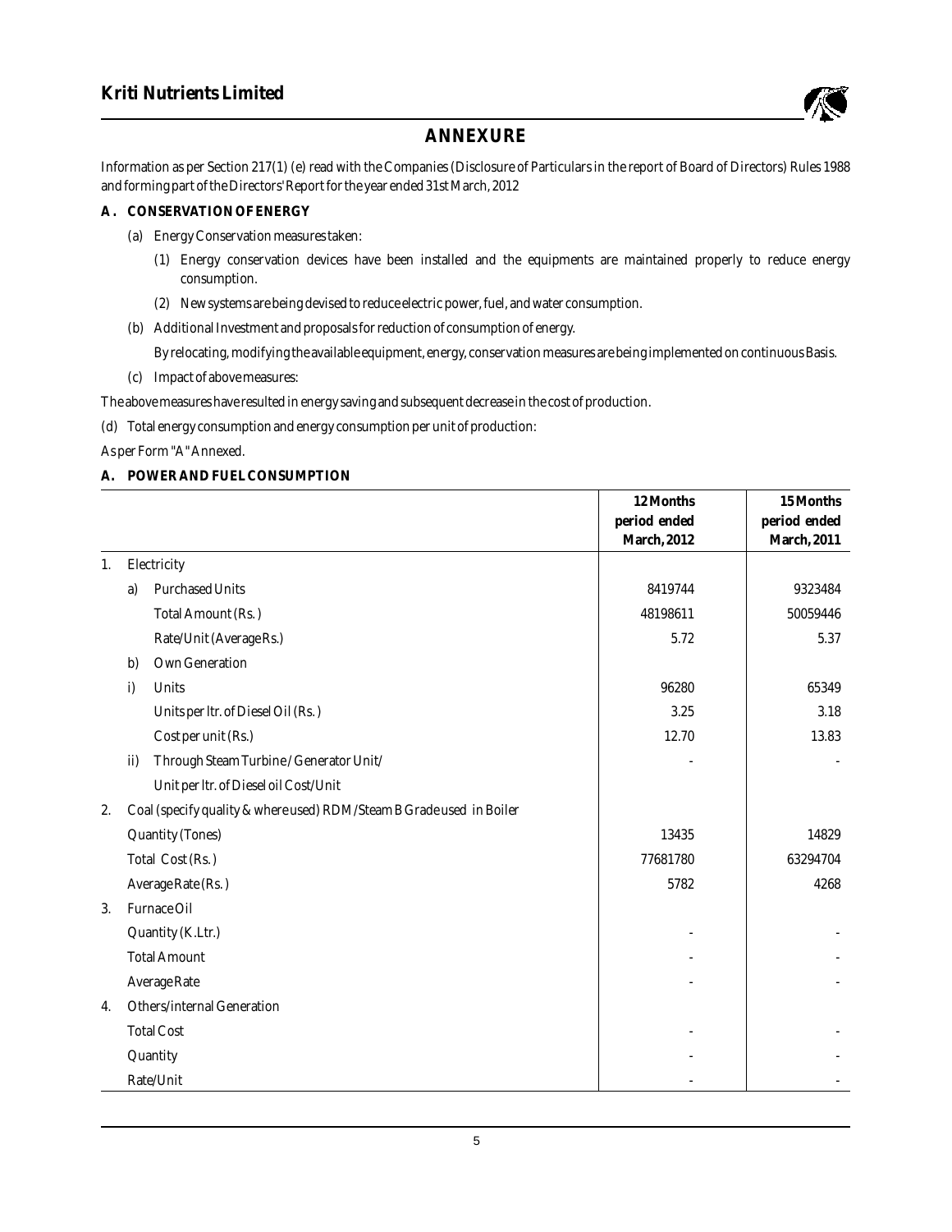## ANNEXURE

Information as per Section 217(1) (e) read with the Companies (Disclosure of Particulars in the report of Board of Directors) Rules 1988 and forming part of the Directors' Report for the year ended 31st March, 2012

### A. CONSERVATION OF ENERGY

(a) Energy Conservation measures taken:

(1) Energy conservation devices have been installed and the equipments are maintained properly to reduce energy consumption.

(2) New systems are being devised to reduce electric power, fuel, and water consumption.

(b) Additional Investment and proposals for reduction of consumption of energy.

By relocating, modifying the available equipment, energy, conservation measures are being implemented on continuous Basis.

(c) Impact of above measures:

The above measures have resulted in energy saving and subsequent decrease in the cost of production.

(d) Total energy consumption and energy consumption per unit of production:

As per Form "A" Annexed.

### A. POWER AND FUEL CONSUMPTION

| | | | 12 Months period ended March, 2012 | 15 Months period ended March, 2011 |
|---|---|---|---|---|
| 1. | Electricity | | | |
| | a) | Purchased Units | 8419744 | 9323484 |
| | | Total Amount (Rs. ) | 48198611 | 50059446 |
| | | Rate/Unit (Average Rs.) | 5.72 | 5.37 |
| | b) | Own Generation | | |
| | i) | Units | 96280 | 65349 |
| | | Units per ltr. of Diesel Oil (Rs. ) | 3.25 | 3.18 |
| | | Cost per unit (Rs.) | 12.70 | 13.83 |
| | ii) | Through Steam Turbine / Generator Unit/ | - | - |
| | | Unit per ltr. of Diesel oil Cost/Unit | | |
| 2. | Coal (specify quality & where used) RDM/Steam B Grade used in Boiler | | | |
| | Quantity (Tones) | | 13435 | 14829 |
| | Total Cost (Rs. ) | | 77681780 | 63294704 |
| | Average Rate (Rs. ) | | 5782 | 4268 |
| 3. | Furnace Oil | | | |
| | Quantity (K.Ltr.) | | - | - |
| | Total Amount | | - | - |
| | Average Rate | | - | - |
| 4. | Others/internal Generation | | | |
| | Total Cost | | - | - |
| | Quantity | | - | - |
| | Rate/Unit | | - | - |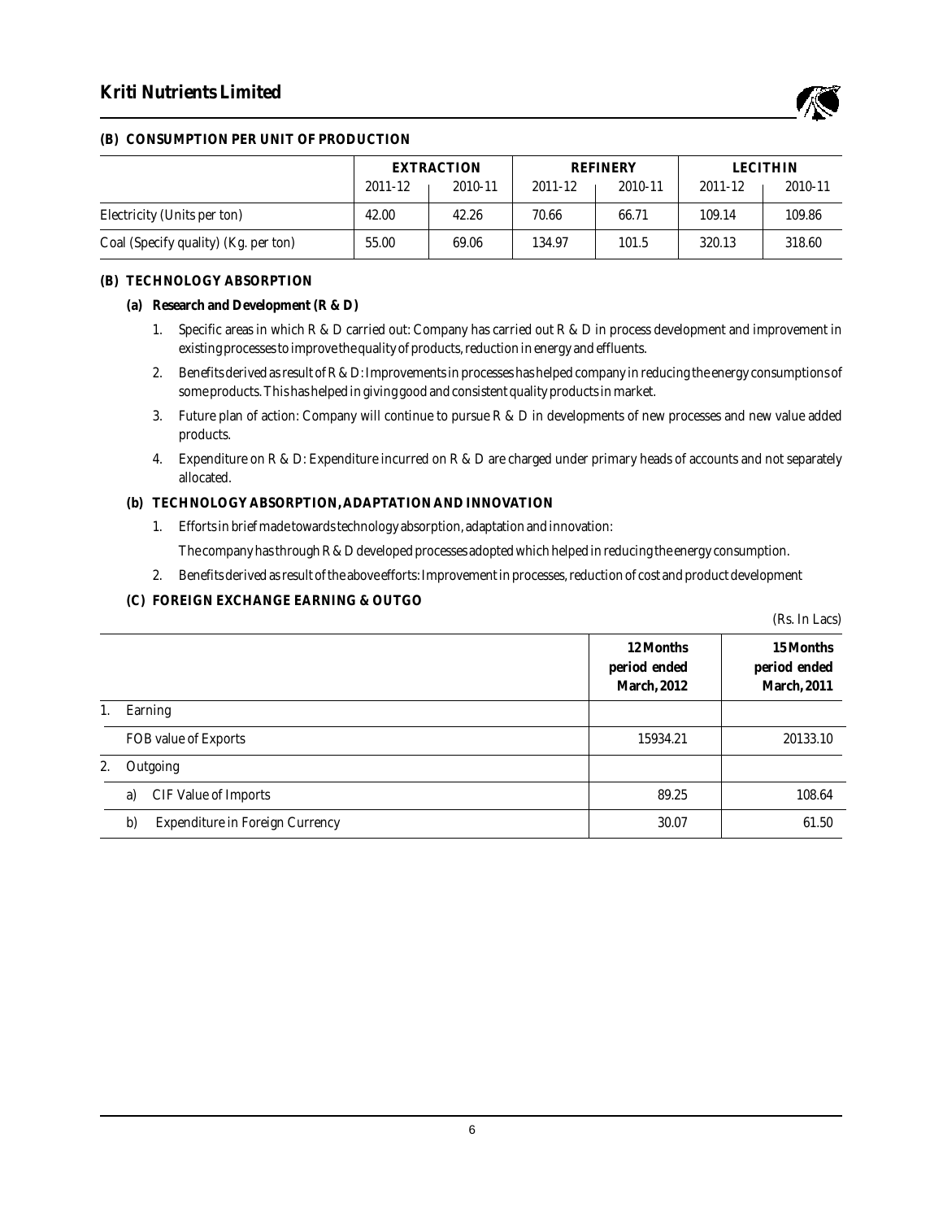### (B) CONSUMPTION PER UNIT OF PRODUCTION

| | EXTRACTION | | REFINERY | | LECITHIN | |
|---|---|---|---|---|---|---|
| | 2011-12 | 2010-11 | 2011-12 | 2010-11 | 2011-12 | 2010-11 |
| Electricity (Units per ton) | 42.00 | 42.26 | 70.66 | 66.71 | 109.14 | 109.86 |
| Coal (Specify quality) (Kg. per ton) | 55.00 | 69.06 | 134.97 | 101.5 | 320.13 | 318.60 |

### (B) TECHNOLOGY ABSORPTION

**(a) Research and Development (R & D)**

1. Specific areas in which R & D carried out: Company has carried out R & D in process development and improvement in existing processes to improve the quality of products, reduction in energy and effluents.
2. Benefits derived as result of R & D: Improvements in processes has helped company in reducing the energy consumptions of some products. This has helped in giving good and consistent quality products in market.
3. Future plan of action: Company will continue to pursue R & D in developments of new processes and new value added products.
4. Expenditure on R & D: Expenditure incurred on R & D are charged under primary heads of accounts and not separately allocated.

**(b) TECHNOLOGY ABSORPTION, ADAPTATION AND INNOVATION**

1. Efforts in brief made towards technology absorption, adaptation and innovation:

   The company has through R & D developed processes adopted which helped in reducing the energy consumption.
2. Benefits derived as result of the above efforts: Improvement in processes, reduction of cost and product development

**(C) FOREIGN EXCHANGE EARNING & OUTGO**

(Rs. In Lacs)

| | 12 Months period ended March, 2012 | 15 Months period ended March, 2011 |
|---|---|---|
| 1. Earning | | |
| FOB value of Exports | 15934.21 | 20133.10 |
| 2. Outgoing | | |
| a) CIF Value of Imports | 89.25 | 108.64 |
| b) Expenditure in Foreign Currency | 30.07 | 61.50 |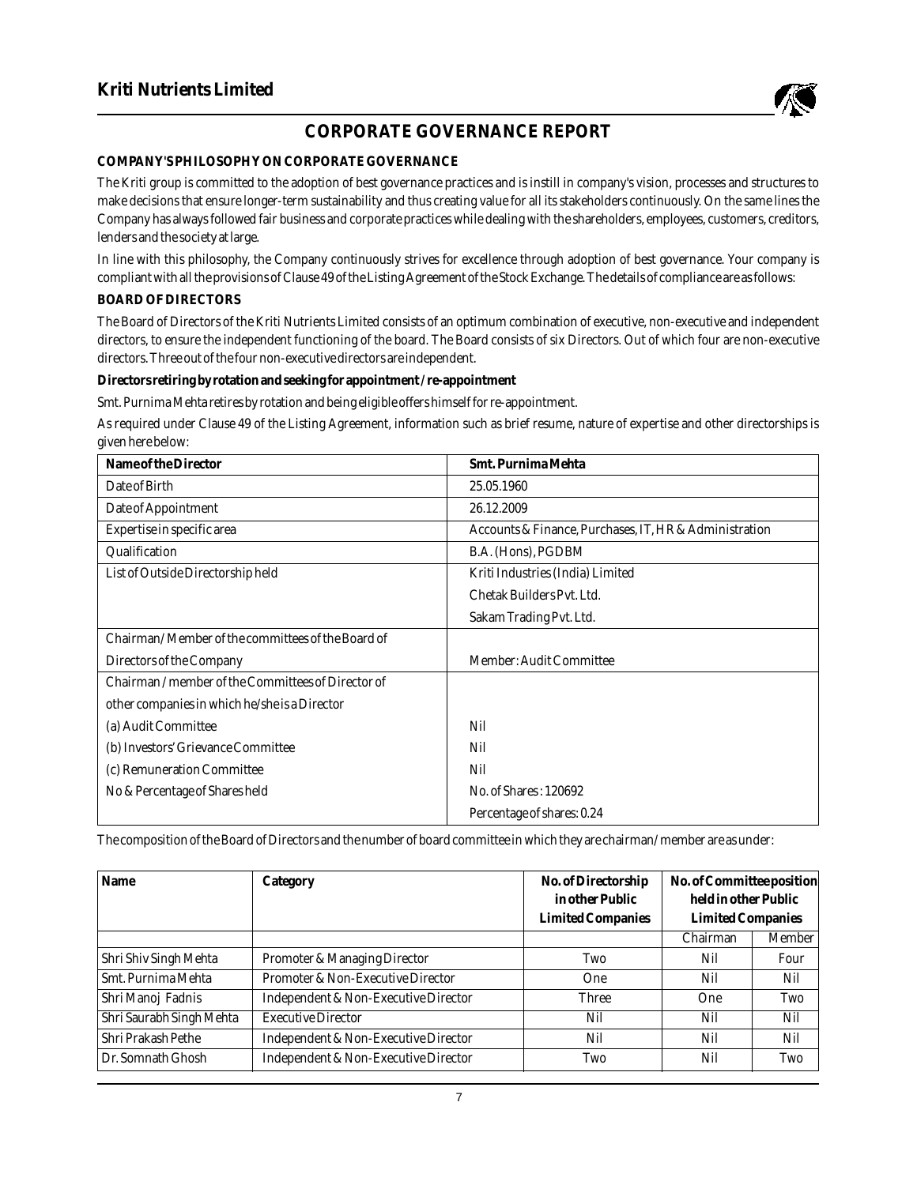# CORPORATE GOVERNANCE REPORT

## COMPANY'S PHILOSOPHY ON CORPORATE GOVERNANCE

The Kriti group is committed to the adoption of best governance practices and is instill in company's vision, processes and structures to make decisions that ensure longer-term sustainability and thus creating value for all its stakeholders continuously. On the same lines the Company has always followed fair business and corporate practices while dealing with the shareholders, employees, customers, creditors, lenders and the society at large.

In line with this philosophy, the Company continuously strives for excellence through adoption of best governance. Your company is compliant with all the provisions of Clause 49 of the Listing Agreement of the Stock Exchange. The details of compliance are as follows:

## BOARD OF DIRECTORS

The Board of Directors of the Kriti Nutrients Limited consists of an optimum combination of executive, non-executive and independent directors, to ensure the independent functioning of the board. The Board consists of six Directors. Out of which four are non-executive directors. Three out of the four non-executive directors are independent.

**Directors retiring by rotation and seeking for appointment / re-appointment**

Smt. Purnima Mehta retires by rotation and being eligible offers himself for re-appointment.

As required under Clause 49 of the Listing Agreement, information such as brief resume, nature of expertise and other directorships is given here below:

| Name of the Director | Smt. Purnima Mehta |
|---|---|
| Date of Birth | 25.05.1960 |
| Date of Appointment | 26.12.2009 |
| Expertise in specific area | Accounts & Finance, Purchases, IT, HR & Administration |
| Qualification | B.A. (Hons), PGDBM |
| List of Outside Directorship held | Kriti Industries (India) Limited<br>Chetak Builders Pvt. Ltd.<br>Sakam Trading Pvt. Ltd. |
| Chairman/ Member of the committees of the Board of Directors of the Company | Member: Audit Committee |
| Chairman / member of the Committees of Director of other companies in which he/she is a Director | |
| (a) Audit Committee | Nil |
| (b) Investors' Grievance Committee | Nil |
| (c) Remuneration Committee | Nil |
| No & Percentage of Shares held | No. of Shares : 120692<br>Percentage of shares: 0.24 |

The composition of the Board of Directors and the number of board committee in which they are chairman/ member are as under:

| Name | Category | No. of Directorship in other Public Limited Companies | No. of Committee position held in other Public Limited Companies | |
|---|---|---|---|---|
| | | | Chairman | Member |
| Shri Shiv Singh Mehta | Promoter & Managing Director | Two | Nil | Four |
| Smt. Purnima Mehta | Promoter & Non-Executive Director | One | Nil | Nil |
| Shri Manoj Fadnis | Independent & Non-Executive Director | Three | One | Two |
| Shri Saurabh Singh Mehta | Executive Director | Nil | Nil | Nil |
| Shri Prakash Pethe | Independent & Non-Executive Director | Nil | Nil | Nil |
| Dr. Somnath Ghosh | Independent & Non-Executive Director | Two | Nil | Two |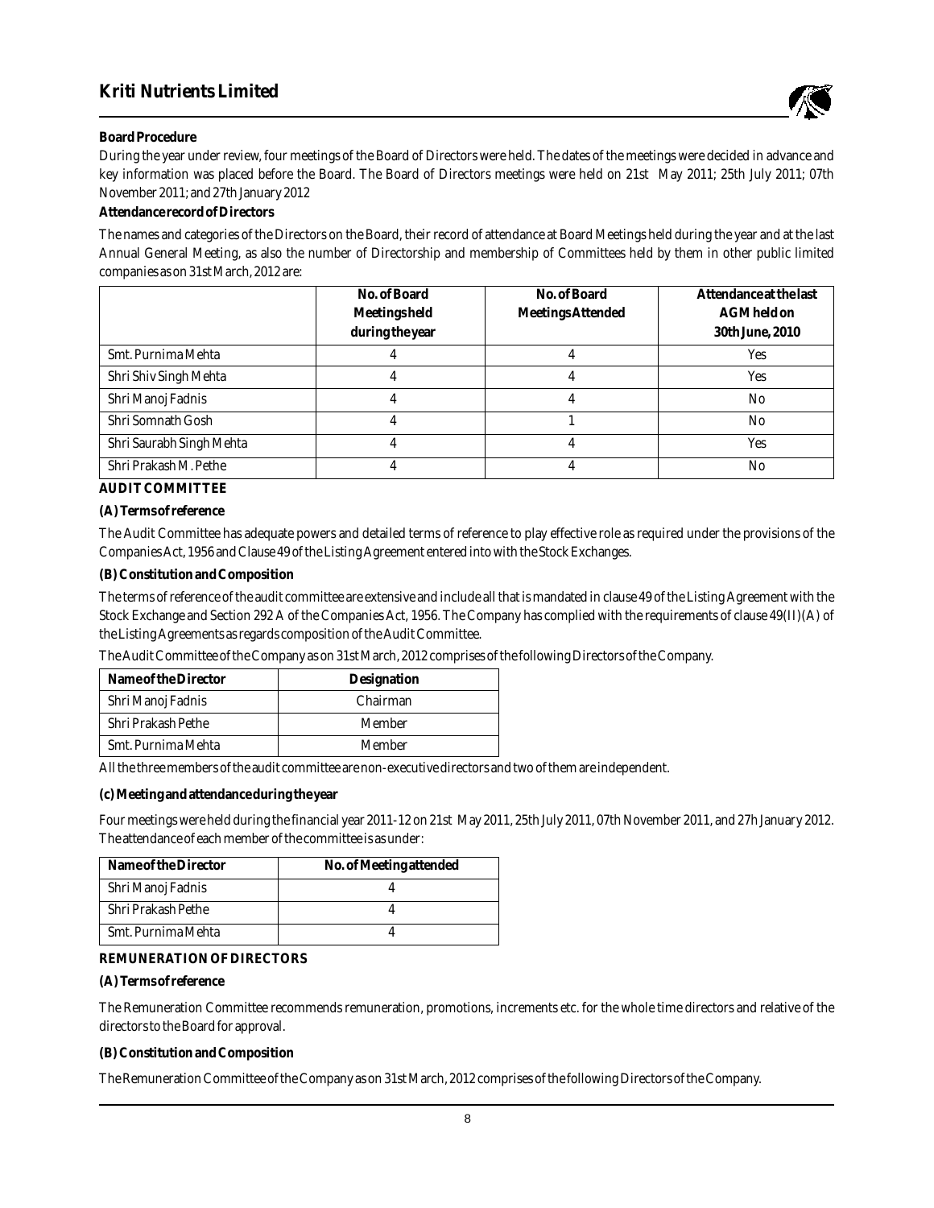**Board Procedure**

During the year under review, four meetings of the Board of Directors were held. The dates of the meetings were decided in advance and key information was placed before the Board. The Board of Directors meetings were held on 21st May 2011; 25th July 2011; 07th November 2011; and 27th January 2012

**Attendance record of Directors**

The names and categories of the Directors on the Board, their record of attendance at Board Meetings held during the year and at the last Annual General Meeting, as also the number of Directorship and membership of Committees held by them in other public limited companies as on 31st March, 2012 are:

| | No. of Board Meetings held during the year | No. of Board Meetings Attended | Attendance at the last AGM held on 30th June, 2010 |
|---|---|---|---|
| Smt. Purnima Mehta | 4 | 4 | Yes |
| Shri Shiv Singh Mehta | 4 | 4 | Yes |
| Shri Manoj Fadnis | 4 | 4 | No |
| Shri Somnath Gosh | 4 | 1 | No |
| Shri Saurabh Singh Mehta | 4 | 4 | Yes |
| Shri Prakash M. Pethe | 4 | 4 | No |

**AUDIT COMMITTEE**

**(A) Terms of reference**

The Audit Committee has adequate powers and detailed terms of reference to play effective role as required under the provisions of the Companies Act, 1956 and Clause 49 of the Listing Agreement entered into with the Stock Exchanges.

**(B) Constitution and Composition**

The terms of reference of the audit committee are extensive and include all that is mandated in clause 49 of the Listing Agreement with the Stock Exchange and Section 292 A of the Companies Act, 1956. The Company has complied with the requirements of clause 49(II)(A) of the Listing Agreements as regards composition of the Audit Committee.

The Audit Committee of the Company as on 31st March, 2012 comprises of the following Directors of the Company.

| Name of the Director | Designation |
|---|---|
| Shri Manoj Fadnis | Chairman |
| Shri Prakash Pethe | Member |
| Smt. Purnima Mehta | Member |

All the three members of the audit committee are non-executive directors and two of them are independent.

**(c) Meeting and attendance during the year**

Four meetings were held during the financial year 2011-12 on 21st May 2011, 25th July 2011, 07th November 2011, and 27h January 2012. The attendance of each member of the committee is as under:

| Name of the Director | No. of Meeting attended |
|---|---|
| Shri Manoj Fadnis | 4 |
| Shri Prakash Pethe | 4 |
| Smt. Purnima Mehta | 4 |

**REMUNERATION OF DIRECTORS**

**(A) Terms of reference**

The Remuneration Committee recommends remuneration, promotions, increments etc. for the whole time directors and relative of the directors to the Board for approval.

**(B) Constitution and Composition**

The Remuneration Committee of the Company as on 31st March, 2012 comprises of the following Directors of the Company.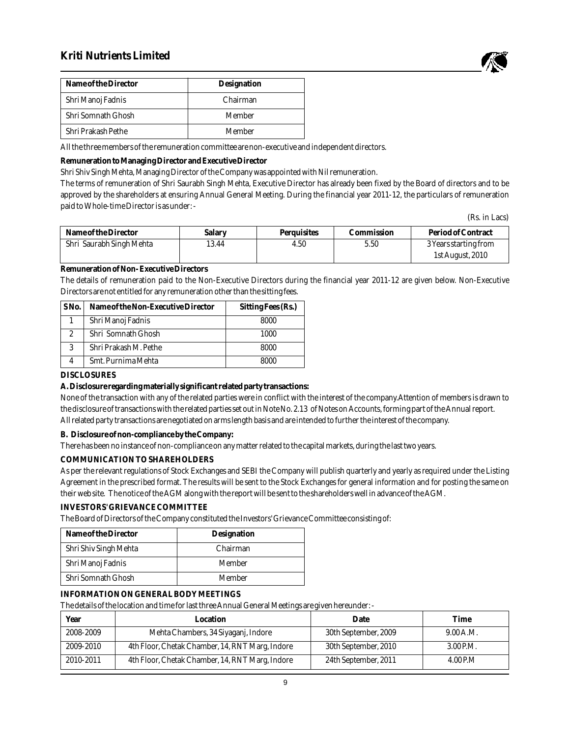| Name of the Director | Designation |
| --- | --- |
| Shri Manoj Fadnis | Chairman |
| Shri Somnath Ghosh | Member |
| Shri Prakash Pethe | Member |

All the three members of the remuneration committee are non-executive and independent directors.

**Remuneration to Managing Director and Executive Director**

Shri Shiv Singh Mehta, Managing Director of the Company was appointed with Nil remuneration.

The terms of remuneration of Shri Saurabh Singh Mehta, Executive Director has already been fixed by the Board of directors and to be approved by the shareholders at ensuring Annual General Meeting. During the financial year 2011-12, the particulars of remuneration paid to Whole-time Director is as under: -

(Rs. in Lacs)

| Name of the Director | Salary | Perquisites | Commission | Period of Contract |
| --- | --- | --- | --- | --- |
| Shri Saurabh Singh Mehta | 13.44 | 4.50 | 5.50 | 3 Years starting from 1st August, 2010 |

**Remuneration of Non- Executive Directors**

The details of remuneration paid to the Non-Executive Directors during the financial year 2011-12 are given below. Non-Executive Directors are not entitled for any remuneration other than the sitting fees.

| S No. | Name of the Non-Executive Director | Sitting Fees (Rs.) |
| --- | --- | --- |
| 1 | Shri Manoj Fadnis | 8000 |
| 2 | Shri Somnath Ghosh | 1000 |
| 3 | Shri Prakash M. Pethe | 8000 |
| 4 | Smt. Purnima Mehta | 8000 |

**DISCLOSURES**

**A. Disclosure regarding materially significant related party transactions:**

None of the transaction with any of the related parties were in conflict with the interest of the company.Attention of members is drawn to the disclosure of transactions with the related parties set out in Note No. 2.13 of Notes on Accounts, forming part of the Annual report.

All related party transactions are negotiated on arms length basis and are intended to further the interest of the company.

**B. Disclosure of non-compliance by the Company:**

There has been no instance of non-compliance on any matter related to the capital markets, during the last two years.

**COMMUNICATION TO SHAREHOLDERS**

As per the relevant regulations of Stock Exchanges and SEBI the Company will publish quarterly and yearly as required under the Listing Agreement in the prescribed format. The results will be sent to the Stock Exchanges for general information and for posting the same on their web site. The notice of the AGM along with the report will be sent to the shareholders well in advance of the AGM.

**INVESTORS' GRIEVANCE COMMITTEE**

The Board of Directors of the Company constituted the Investors' Grievance Committee consisting of:

| Name of the Director | Designation |
| --- | --- |
| Shri Shiv Singh Mehta | Chairman |
| Shri Manoj Fadnis | Member |
| Shri Somnath Ghosh | Member |

**INFORMATION ON GENERAL BODY MEETINGS**

The details of the location and time for last three Annual General Meetings are given hereunder: -

| Year | Location | Date | Time |
| --- | --- | --- | --- |
| 2008-2009 | Mehta Chambers, 34 Siyaganj, Indore | 30th September, 2009 | 9.00 A.M. |
| 2009-2010 | 4th Floor, Chetak Chamber, 14, RNT Marg, Indore | 30th September, 2010 | 3.00 P.M. |
| 2010-2011 | 4th Floor, Chetak Chamber, 14, RNT Marg, Indore | 24th September, 2011 | 4.00 P.M |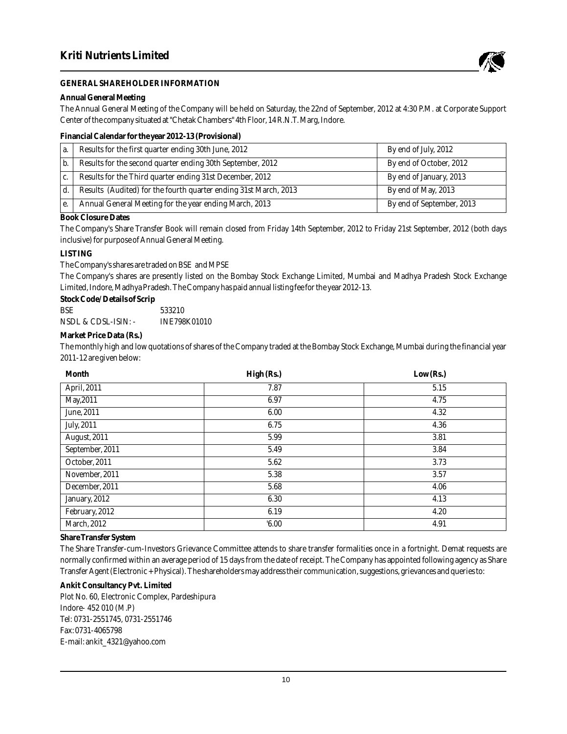## GENERAL SHAREHOLDER INFORMATION

### Annual General Meeting

The Annual General Meeting of the Company will be held on Saturday, the 22nd of September, 2012 at 4:30 P.M. at Corporate Support Center of the company situated at "Chetak Chambers" 4th Floor, 14 R.N.T. Marg, Indore.

### Financial Calendar for the year 2012-13 (Provisional)

| | | |
|---|---|---|
| a. | Results for the first quarter ending 30th June, 2012 | By end of July, 2012 |
| b. | Results for the second quarter ending 30th September, 2012 | By end of October, 2012 |
| c. | Results for the Third quarter ending 31st December, 2012 | By end of January, 2013 |
| d. | Results (Audited) for the fourth quarter ending 31st March, 2013 | By end of May, 2013 |
| e. | Annual General Meeting for the year ending March, 2013 | By end of September, 2013 |

### Book Closure Dates

The Company's Share Transfer Book will remain closed from Friday 14th September, 2012 to Friday 21st September, 2012 (both days inclusive) for purpose of Annual General Meeting.

### LISTING

The Company's shares are traded on BSE and MPSE

The Company's shares are presently listed on the Bombay Stock Exchange Limited, Mumbai and Madhya Pradesh Stock Exchange Limited, Indore, Madhya Pradesh. The Company has paid annual listing fee for the year 2012-13.

### Stock Code/ Details of Scrip

BSE 533210

NSDL & CDSL-ISIN: - INE798K01010

### Market Price Data (Rs.)

The monthly high and low quotations of shares of the Company traded at the Bombay Stock Exchange, Mumbai during the financial year 2011-12 are given below:

| Month | High (Rs.) | Low (Rs.) |
|---|---|---|
| April, 2011 | 7.87 | 5.15 |
| May,2011 | 6.97 | 4.75 |
| June, 2011 | 6.00 | 4.32 |
| July, 2011 | 6.75 | 4.36 |
| August, 2011 | 5.99 | 3.81 |
| September, 2011 | 5.49 | 3.84 |
| October, 2011 | 5.62 | 3.73 |
| November, 2011 | 5.38 | 3.57 |
| December, 2011 | 5.68 | 4.06 |
| January, 2012 | 6.30 | 4.13 |
| February, 2012 | 6.19 | 4.20 |
| March, 2012 | '6.00 | 4.91 |

### Share Transfer System

The Share Transfer-cum-Investors Grievance Committee attends to share transfer formalities once in a fortnight. Demat requests are normally confirmed within an average period of 15 days from the date of receipt. The Company has appointed following agency as Share Transfer Agent (Electronic + Physical). The shareholders may address their communication, suggestions, grievances and queries to:

**Ankit Consultancy Pvt. Limited**
Plot No. 60, Electronic Complex, Pardeshipura
Indore- 452 010 (M.P)
Tel: 0731-2551745, 0731-2551746
Fax: 0731-4065798
E-mail: ankit_4321@yahoo.com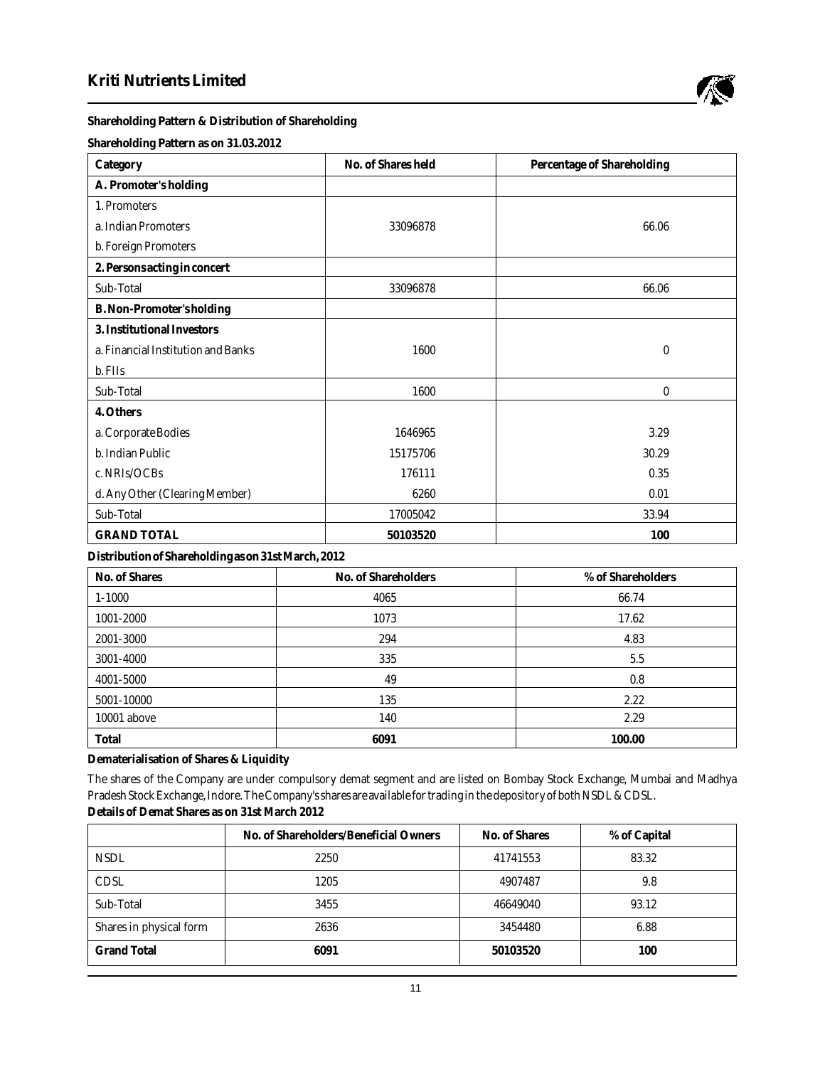## Shareholding Pattern & Distribution of Shareholding

**Shareholding Pattern as on 31.03.2012**

| Category | No. of Shares held | Percentage of Shareholding |
|---|---|---|
| **A. Promoter's holding** | | |
| 1. Promoters | | |
| a. Indian Promoters | 33096878 | 66.06 |
| b. Foreign Promoters | | |
| **2. Persons acting in concert** | | |
| Sub-Total | 33096878 | 66.06 |
| **B. Non-Promoter's holding** | | |
| **3. Institutional Investors** | | |
| a. Financial Institution and Banks | 1600 | 0 |
| b. FIIs | | |
| Sub-Total | 1600 | 0 |
| **4. Others** | | |
| a. Corporate Bodies | 1646965 | 3.29 |
| b. Indian Public | 15175706 | 30.29 |
| c. NRIs/OCBs | 176111 | 0.35 |
| d. Any Other (Clearing Member) | 6260 | 0.01 |
| Sub-Total | 17005042 | 33.94 |
| **GRAND TOTAL** | **50103520** | **100** |

**Distribution of Shareholding as on 31st March, 2012**

| No. of Shares | No. of Shareholders | % of Shareholders |
|---|---|---|
| 1-1000 | 4065 | 66.74 |
| 1001-2000 | 1073 | 17.62 |
| 2001-3000 | 294 | 4.83 |
| 3001-4000 | 335 | 5.5 |
| 4001-5000 | 49 | 0.8 |
| 5001-10000 | 135 | 2.22 |
| 10001 above | 140 | 2.29 |
| **Total** | **6091** | **100.00** |

**Dematerialisation of Shares & Liquidity**

The shares of the Company are under compulsory demat segment and are listed on Bombay Stock Exchange, Mumbai and Madhya Pradesh Stock Exchange, Indore. The Company's shares are available for trading in the depository of both NSDL & CDSL.

**Details of Demat Shares as on 31st March 2012**

| | No. of Shareholders/Beneficial Owners | No. of Shares | % of Capital |
|---|---|---|---|
| NSDL | 2250 | 41741553 | 83.32 |
| CDSL | 1205 | 4907487 | 9.8 |
| Sub-Total | 3455 | 46649040 | 93.12 |
| Shares in physical form | 2636 | 3454480 | 6.88 |
| **Grand Total** | **6091** | **50103520** | **100** |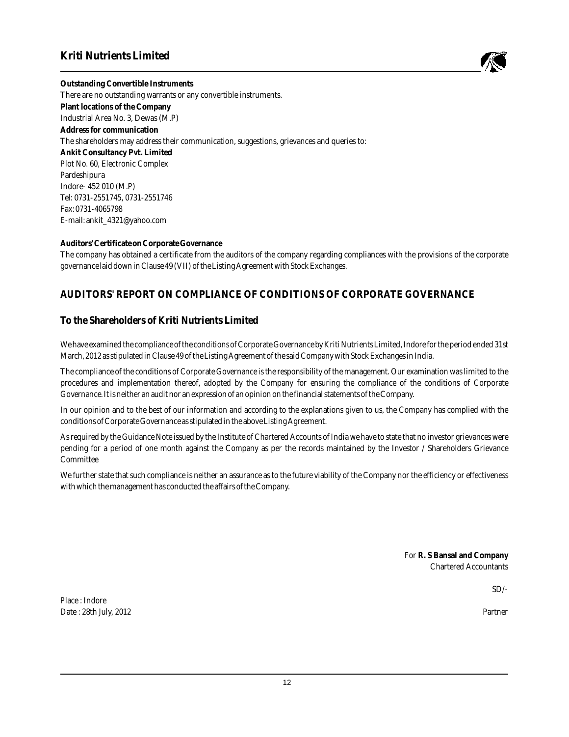**Outstanding Convertible Instruments**

There are no outstanding warrants or any convertible instruments.

**Plant locations of the Company**

Industrial Area No. 3, Dewas (M.P)

**Address for communication**

The shareholders may address their communication, suggestions, grievances and queries to:

**Ankit Consultancy Pvt. Limited**
Plot No. 60, Electronic Complex
Pardeshipura
Indore- 452 010 (M.P)
Tel: 0731-2551745, 0731-2551746
Fax: 0731-4065798
E-mail: ankit_4321@yahoo.com

**Auditors' Certificate on Corporate Governance**

The company has obtained a certificate from the auditors of the company regarding compliances with the provisions of the corporate governance laid down in Clause 49 (VII) of the Listing Agreement with Stock Exchanges.

## AUDITORS' REPORT ON COMPLIANCE OF CONDITIONS OF CORPORATE GOVERNANCE

### To the Shareholders of Kriti Nutrients Limited

We have examined the compliance of the conditions of Corporate Governance by Kriti Nutrients Limited, Indore for the period ended 31st March, 2012 as stipulated in Clause 49 of the Listing Agreement of the said Company with Stock Exchanges in India.

The compliance of the conditions of Corporate Governance is the responsibility of the management. Our examination was limited to the procedures and implementation thereof, adopted by the Company for ensuring the compliance of the conditions of Corporate Governance. It is neither an audit nor an expression of an opinion on the financial statements of the Company.

In our opinion and to the best of our information and according to the explanations given to us, the Company has complied with the conditions of Corporate Governance as stipulated in the above Listing Agreement.

As required by the Guidance Note issued by the Institute of Chartered Accounts of India we have to state that no investor grievances were pending for a period of one month against the Company as per the records maintained by the Investor / Shareholders Grievance Committee

We further state that such compliance is neither an assurance as to the future viability of the Company nor the efficiency or effectiveness with which the management has conducted the affairs of the Company.

For **R. S Bansal and Company**
Chartered Accountants

SD/-

Place : Indore
Date : 28th July, 2012

Partner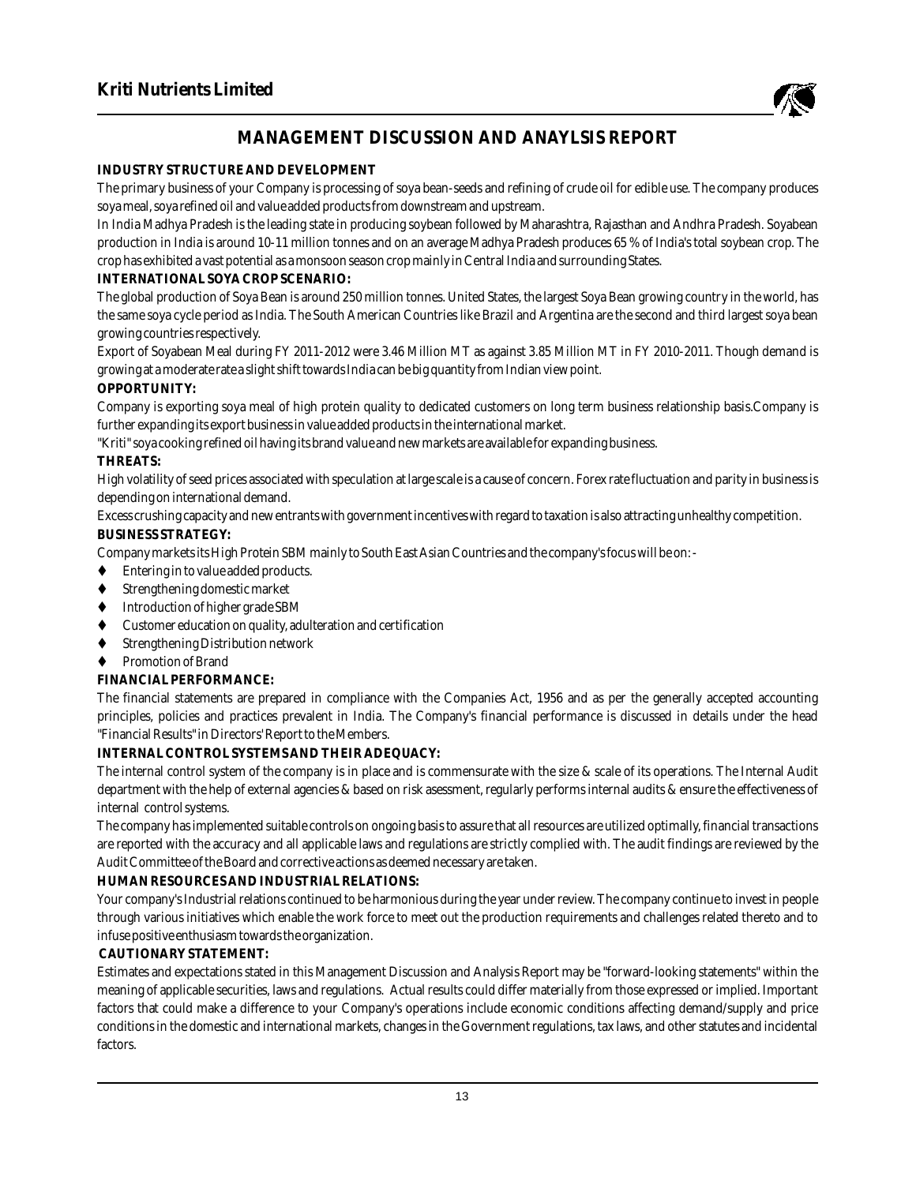# MANAGEMENT DISCUSSION AND ANAYLSIS REPORT

**INDUSTRY STRUCTURE AND DEVELOPMENT**

The primary business of your Company is processing of soya bean-seeds and refining of crude oil for edible use. The company produces soya meal, soya refined oil and value added products from downstream and upstream.

In India Madhya Pradesh is the leading state in producing soybean followed by Maharashtra, Rajasthan and Andhra Pradesh. Soyabean production in India is around 10-11 million tonnes and on an average Madhya Pradesh produces 65 % of India's total soybean crop. The crop has exhibited a vast potential as a monsoon season crop mainly in Central India and surrounding States.

**INTERNATIONAL SOYA CROP SCENARIO:**

The global production of Soya Bean is around 250 million tonnes. United States, the largest Soya Bean growing country in the world, has the same soya cycle period as India. The South American Countries like Brazil and Argentina are the second and third largest soya bean growing countries respectively.

Export of Soyabean Meal during FY 2011-2012 were 3.46 Million MT as against 3.85 Million MT in FY 2010-2011. Though demand is growing at a moderate rate a slight shift towards India can be big quantity from Indian view point.

**OPPORTUNITY:**

Company is exporting soya meal of high protein quality to dedicated customers on long term business relationship basis.Company is further expanding its export business in value added products in the international market.

"Kriti" soya cooking refined oil having its brand value and new markets are available for expanding business.

**THREATS:**

High volatility of seed prices associated with speculation at large scale is a cause of concern. Forex rate fluctuation and parity in business is depending on international demand.

Excess crushing capacity and new entrants with government incentives with regard to taxation is also attracting unhealthy competition.

**BUSINESS STRATEGY:**

Company markets its High Protein SBM mainly to South East Asian Countries and the company's focus will be on: -

- Entering in to value added products.
- Strengthening domestic market
- Introduction of higher grade SBM
- Customer education on quality, adulteration and certification
- Strengthening Distribution network
- Promotion of Brand

**FINANCIAL PERFORMANCE:**

The financial statements are prepared in compliance with the Companies Act, 1956 and as per the generally accepted accounting principles, policies and practices prevalent in India. The Company's financial performance is discussed in details under the head "Financial Results" in Directors' Report to the Members.

**INTERNAL CONTROL SYSTEMS AND THEIR ADEQUACY:**

The internal control system of the company is in place and is commensurate with the size & scale of its operations. The Internal Audit department with the help of external agencies & based on risk asessment, regularly performs internal audits & ensure the effectiveness of internal control systems.

The company has implemented suitable controls on ongoing basis to assure that all resources are utilized optimally, financial transactions are reported with the accuracy and all applicable laws and regulations are strictly complied with. The audit findings are reviewed by the Audit Committee of the Board and corrective actions as deemed necessary are taken.

**HUMAN RESOURCES AND INDUSTRIAL RELATIONS:**

Your company's Industrial relations continued to be harmonious during the year under review. The company continue to invest in people through various initiatives which enable the work force to meet out the production requirements and challenges related thereto and to infuse positive enthusiasm towards the organization.

**CAUTIONARY STATEMENT:**

Estimates and expectations stated in this Management Discussion and Analysis Report may be "forward-looking statements" within the meaning of applicable securities, laws and regulations. Actual results could differ materially from those expressed or implied. Important factors that could make a difference to your Company's operations include economic conditions affecting demand/supply and price conditions in the domestic and international markets, changes in the Government regulations, tax laws, and other statutes and incidental factors.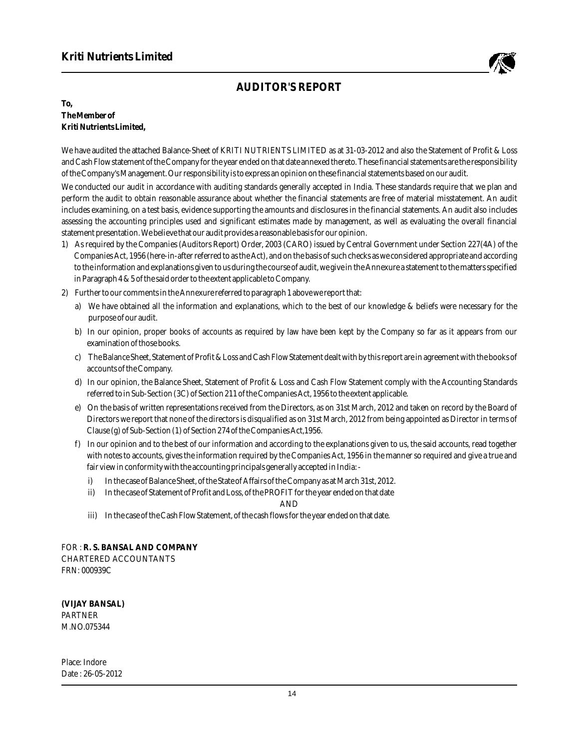## AUDITOR'S REPORT

**To,**
**The Member of**
**Kriti Nutrients Limited,**

We have audited the attached Balance-Sheet of KRITI NUTRIENTS LIMITED as at 31-03-2012 and also the Statement of Profit & Loss and Cash Flow statement of the Company for the year ended on that date annexed thereto. These financial statements are the responsibility of the Company's Management. Our responsibility is to express an opinion on these financial statements based on our audit.

We conducted our audit in accordance with auditing standards generally accepted in India. These standards require that we plan and perform the audit to obtain reasonable assurance about whether the financial statements are free of material misstatement. An audit includes examining, on a test basis, evidence supporting the amounts and disclosures in the financial statements. An audit also includes assessing the accounting principles used and significant estimates made by management, as well as evaluating the overall financial statement presentation. We believe that our audit provides a reasonable basis for our opinion.

1) As required by the Companies (Auditors Report) Order, 2003 (CARO) issued by Central Government under Section 227(4A) of the Companies Act, 1956 (here-in-after referred to as the Act), and on the basis of such checks as we considered appropriate and according to the information and explanations given to us during the course of audit, we give in the Annexure a statement to the matters specified in Paragraph 4 & 5 of the said order to the extent applicable to Company.

2) Further to our comments in the Annexure referred to paragraph 1 above we report that:

   a) We have obtained all the information and explanations, which to the best of our knowledge & beliefs were necessary for the purpose of our audit.

   b) In our opinion, proper books of accounts as required by law have been kept by the Company so far as it appears from our examination of those books.

   c) The Balance Sheet, Statement of Profit & Loss and Cash Flow Statement dealt with by this report are in agreement with the books of accounts of the Company.

   d) In our opinion, the Balance Sheet, Statement of Profit & Loss and Cash Flow Statement comply with the Accounting Standards referred to in Sub-Section (3C) of Section 211 of the Companies Act, 1956 to the extent applicable.

   e) On the basis of written representations received from the Directors, as on 31st March, 2012 and taken on record by the Board of Directors we report that none of the directors is disqualified as on 31st March, 2012 from being appointed as Director in terms of Clause (g) of Sub-Section (1) of Section 274 of the Companies Act,1956.

   f) In our opinion and to the best of our information and according to the explanations given to us, the said accounts, read together with notes to accounts, gives the information required by the Companies Act, 1956 in the manner so required and give a true and fair view in conformity with the accounting principals generally accepted in India: -

      i) In the case of Balance Sheet, of the State of Affairs of the Company as at March 31st, 2012.

      ii) In the case of Statement of Profit and Loss, of the PROFIT for the year ended on that date

      AND

      iii) In the case of the Cash Flow Statement, of the cash flows for the year ended on that date.

FOR : **R. S. BANSAL AND COMPANY**
CHARTERED ACCOUNTANTS
FRN: 000939C

**(VIJAY BANSAL)**
PARTNER
M.NO.075344

Place: Indore
Date : 26-05-2012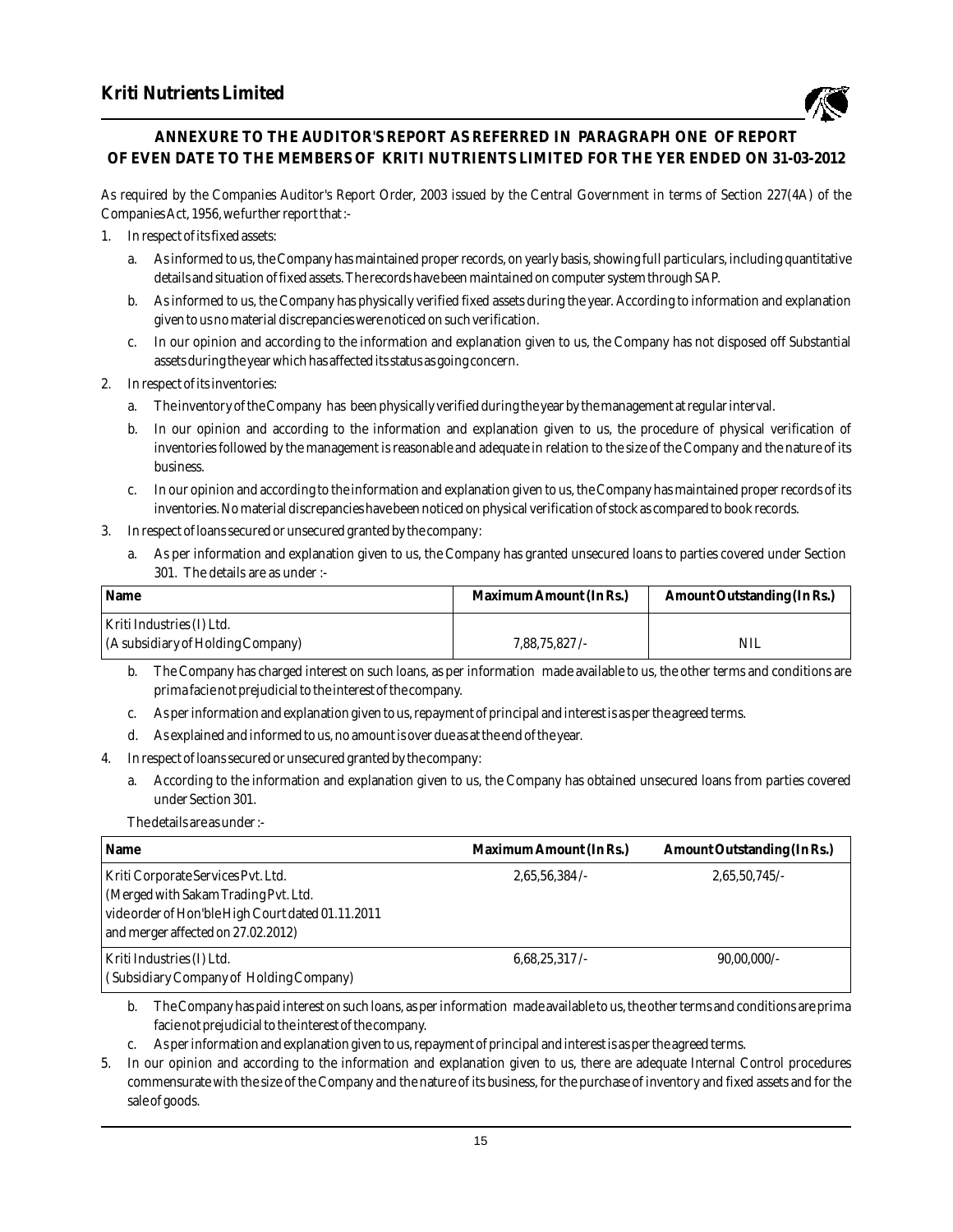## ANNEXURE TO THE AUDITOR'S REPORT AS REFERRED IN PARAGRAPH ONE OF REPORT OF EVEN DATE TO THE MEMBERS OF KRITI NUTRIENTS LIMITED FOR THE YER ENDED ON 31-03-2012

As required by the Companies Auditor's Report Order, 2003 issued by the Central Government in terms of Section 227(4A) of the Companies Act, 1956, we further report that :-

1. In respect of its fixed assets:
   a. As informed to us, the Company has maintained proper records, on yearly basis, showing full particulars, including quantitative details and situation of fixed assets. The records have been maintained on computer system through SAP.
   b. As informed to us, the Company has physically verified fixed assets during the year. According to information and explanation given to us no material discrepancies were noticed on such verification.
   c. In our opinion and according to the information and explanation given to us, the Company has not disposed off Substantial assets during the year which has affected its status as going concern.
2. In respect of its inventories:
   a. The inventory of the Company has been physically verified during the year by the management at regular interval.
   b. In our opinion and according to the information and explanation given to us, the procedure of physical verification of inventories followed by the management is reasonable and adequate in relation to the size of the Company and the nature of its business.
   c. In our opinion and according to the information and explanation given to us, the Company has maintained proper records of its inventories. No material discrepancies have been noticed on physical verification of stock as compared to book records.
3. In respect of loans secured or unsecured granted by the company:
   a. As per information and explanation given to us, the Company has granted unsecured loans to parties covered under Section 301. The details are as under :-

| Name | Maximum Amount (In Rs.) | Amount Outstanding (In Rs.) |
|---|---|---|
| Kriti Industries (I) Ltd. (A subsidiary of Holding Company) | 7,88,75,827/- | NIL |

   b. The Company has charged interest on such loans, as per information made available to us, the other terms and conditions are prima facie not prejudicial to the interest of the company.
   c. As per information and explanation given to us, repayment of principal and interest is as per the agreed terms.
   d. As explained and informed to us, no amount is over due as at the end of the year.
4. In respect of loans secured or unsecured granted by the company:
   a. According to the information and explanation given to us, the Company has obtained unsecured loans from parties covered under Section 301.

   The details are as under :-

| Name | Maximum Amount (In Rs.) | Amount Outstanding (In Rs.) |
|---|---|---|
| Kriti Corporate Services Pvt. Ltd. (Merged with Sakam Trading Pvt. Ltd. vide order of Hon'ble High Court dated 01.11.2011 and merger affected on 27.02.2012) | 2,65,56,384/- | 2,65,50,745/- |
| Kriti Industries (I) Ltd. ( Subsidiary Company of Holding Company) | 6,68,25,317/- | 90,00,000/- |

   b. The Company has paid interest on such loans, as per information made available to us, the other terms and conditions are prima facie not prejudicial to the interest of the company.
   c. As per information and explanation given to us, repayment of principal and interest is as per the agreed terms.
5. In our opinion and according to the information and explanation given to us, there are adequate Internal Control procedures commensurate with the size of the Company and the nature of its business, for the purchase of inventory and fixed assets and for the sale of goods.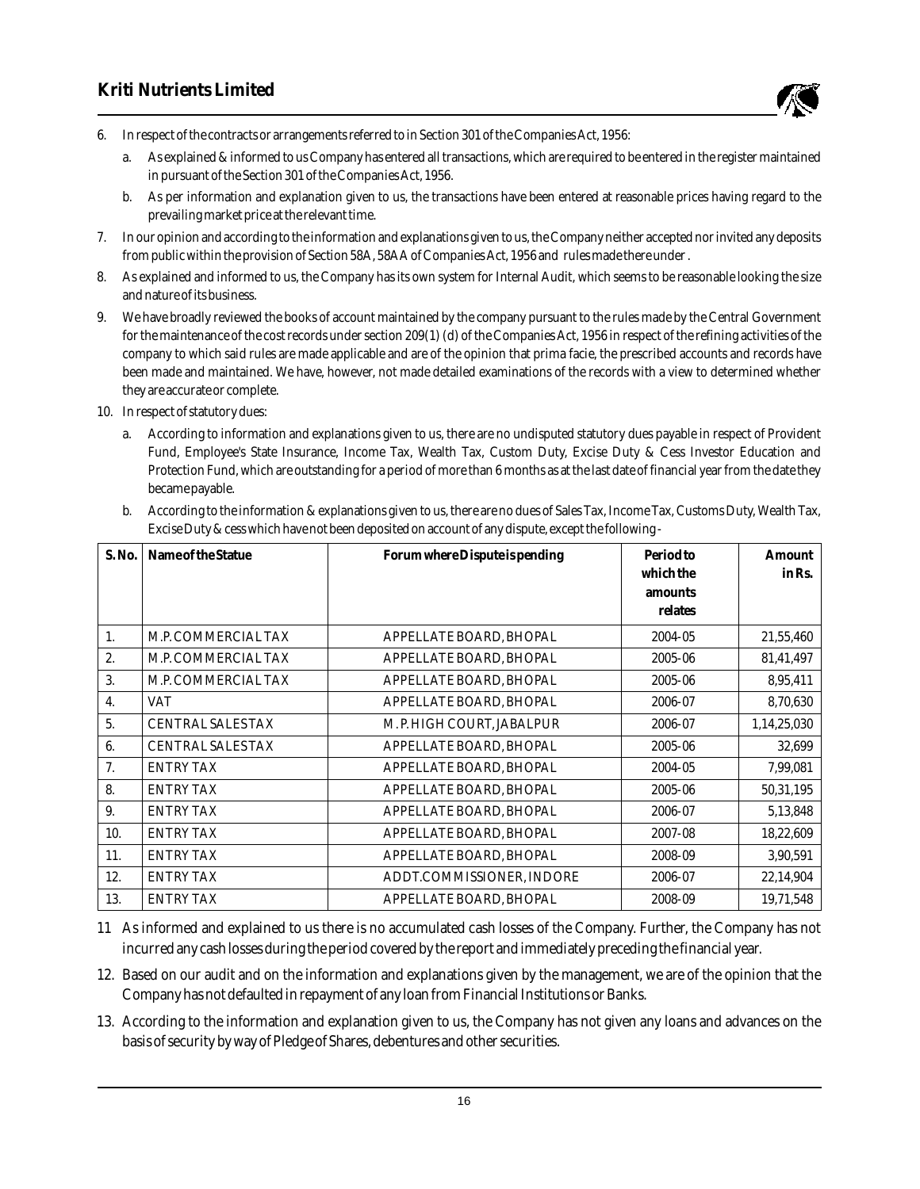6. In respect of the contracts or arrangements referred to in Section 301 of the Companies Act, 1956:

   a. As explained & informed to us Company has entered all transactions, which are required to be entered in the register maintained in pursuant of the Section 301 of the Companies Act, 1956.

   b. As per information and explanation given to us, the transactions have been entered at reasonable prices having regard to the prevailing market price at the relevant time.

7. In our opinion and according to the information and explanations given to us, the Company neither accepted nor invited any deposits from public within the provision of Section 58A, 58AA of Companies Act, 1956 and rules made there under .

8. As explained and informed to us, the Company has its own system for Internal Audit, which seems to be reasonable looking the size and nature of its business.

9. We have broadly reviewed the books of account maintained by the company pursuant to the rules made by the Central Government for the maintenance of the cost records under section 209(1) (d) of the Companies Act, 1956 in respect of the refining activities of the company to which said rules are made applicable and are of the opinion that prima facie, the prescribed accounts and records have been made and maintained. We have, however, not made detailed examinations of the records with a view to determined whether they are accurate or complete.

10. In respect of statutory dues:

    a. According to information and explanations given to us, there are no undisputed statutory dues payable in respect of Provident Fund, Employee's State Insurance, Income Tax, Wealth Tax, Custom Duty, Excise Duty & Cess Investor Education and Protection Fund, which are outstanding for a period of more than 6 months as at the last date of financial year from the date they became payable.

    b. According to the information & explanations given to us, there are no dues of Sales Tax, Income Tax, Customs Duty, Wealth Tax, Excise Duty & cess which have not been deposited on account of any dispute, except the following -

| S. No. | Name of the Statue | Forum where Dispute is pending | Period to which the amounts relates | Amount in Rs. |
|---|---|---|---|---|
| 1. | M.P. COMMERCIAL TAX | APPELLATE BOARD, BHOPAL | 2004-05 | 21,55,460 |
| 2. | M.P. COMMERCIAL TAX | APPELLATE BOARD, BHOPAL | 2005-06 | 81,41,497 |
| 3. | M.P. COMMERCIAL TAX | APPELLATE BOARD, BHOPAL | 2005-06 | 8,95,411 |
| 4. | VAT | APPELLATE BOARD, BHOPAL | 2006-07 | 8,70,630 |
| 5. | CENTRAL SALES TAX | M.P. HIGH COURT, JABALPUR | 2006-07 | 1,14,25,030 |
| 6. | CENTRAL SALES TAX | APPELLATE BOARD, BHOPAL | 2005-06 | 32,699 |
| 7. | ENTRY TAX | APPELLATE BOARD, BHOPAL | 2004-05 | 7,99,081 |
| 8. | ENTRY TAX | APPELLATE BOARD, BHOPAL | 2005-06 | 50,31,195 |
| 9. | ENTRY TAX | APPELLATE BOARD, BHOPAL | 2006-07 | 5,13,848 |
| 10. | ENTRY TAX | APPELLATE BOARD, BHOPAL | 2007-08 | 18,22,609 |
| 11. | ENTRY TAX | APPELLATE BOARD, BHOPAL | 2008-09 | 3,90,591 |
| 12. | ENTRY TAX | ADDT.COMMISSIONER, INDORE | 2006-07 | 22,14,904 |
| 13. | ENTRY TAX | APPELLATE BOARD, BHOPAL | 2008-09 | 19,71,548 |

11. As informed and explained to us there is no accumulated cash losses of the Company. Further, the Company has not incurred any cash losses during the period covered by the report and immediately preceding the financial year.

12. Based on our audit and on the information and explanations given by the management, we are of the opinion that the Company has not defaulted in repayment of any loan from Financial Institutions or Banks.

13. According to the information and explanation given to us, the Company has not given any loans and advances on the basis of security by way of Pledge of Shares, debentures and other securities.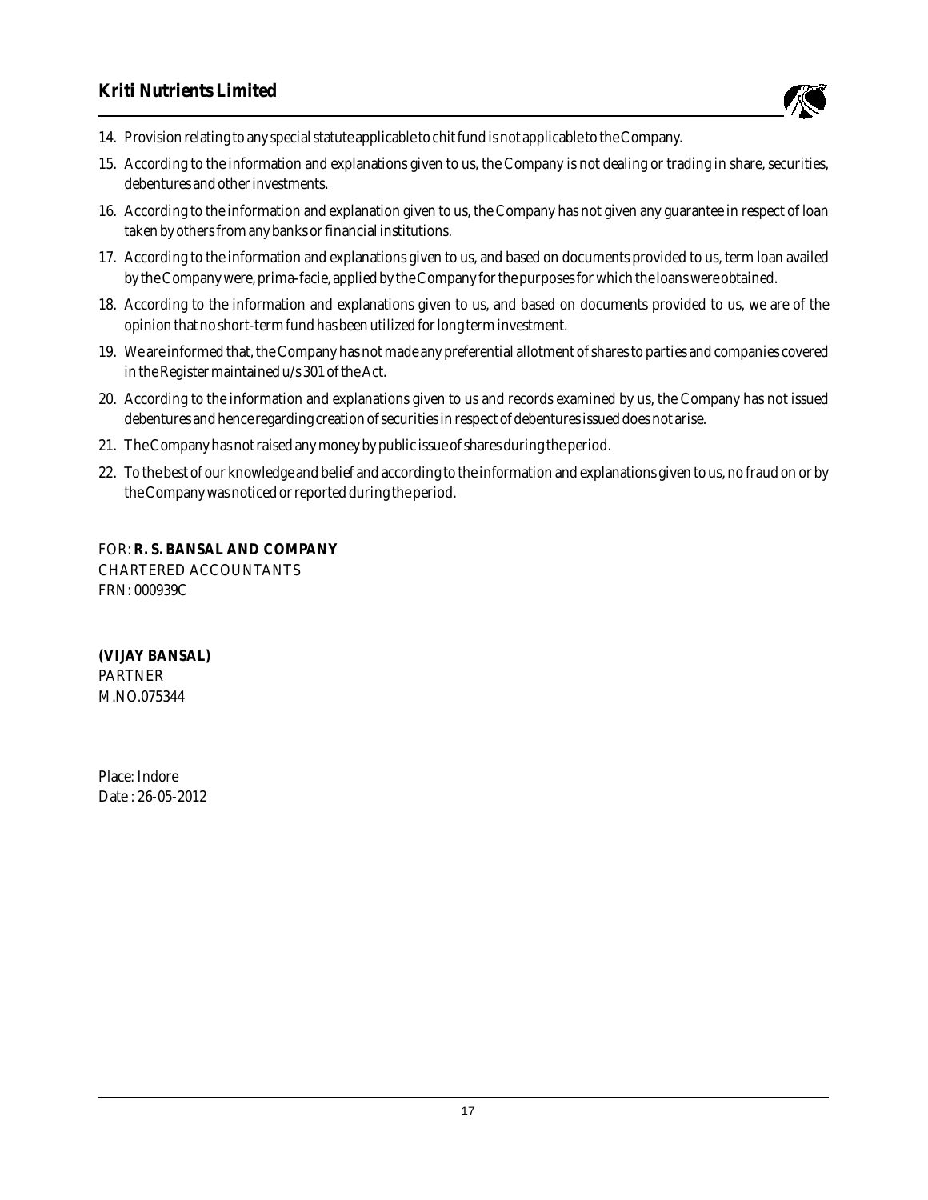14. Provision relating to any special statute applicable to chit fund is not applicable to the Company.
15. According to the information and explanations given to us, the Company is not dealing or trading in share, securities, debentures and other investments.
16. According to the information and explanation given to us, the Company has not given any guarantee in respect of loan taken by others from any banks or financial institutions.
17. According to the information and explanations given to us, and based on documents provided to us, term loan availed by the Company were, prima-facie, applied by the Company for the purposes for which the loans were obtained.
18. According to the information and explanations given to us, and based on documents provided to us, we are of the opinion that no short-term fund has been utilized for long term investment.
19. We are informed that, the Company has not made any preferential allotment of shares to parties and companies covered in the Register maintained u/s 301 of the Act.
20. According to the information and explanations given to us and records examined by us, the Company has not issued debentures and hence regarding creation of securities in respect of debentures issued does not arise.
21. The Company has not raised any money by public issue of shares during the period.
22. To the best of our knowledge and belief and according to the information and explanations given to us, no fraud on or by the Company was noticed or reported during the period.

FOR: **R. S. BANSAL AND COMPANY**
CHARTERED ACCOUNTANTS
FRN: 000939C

**(VIJAY BANSAL)**
PARTNER
M.NO.075344

Place: Indore
Date : 26-05-2012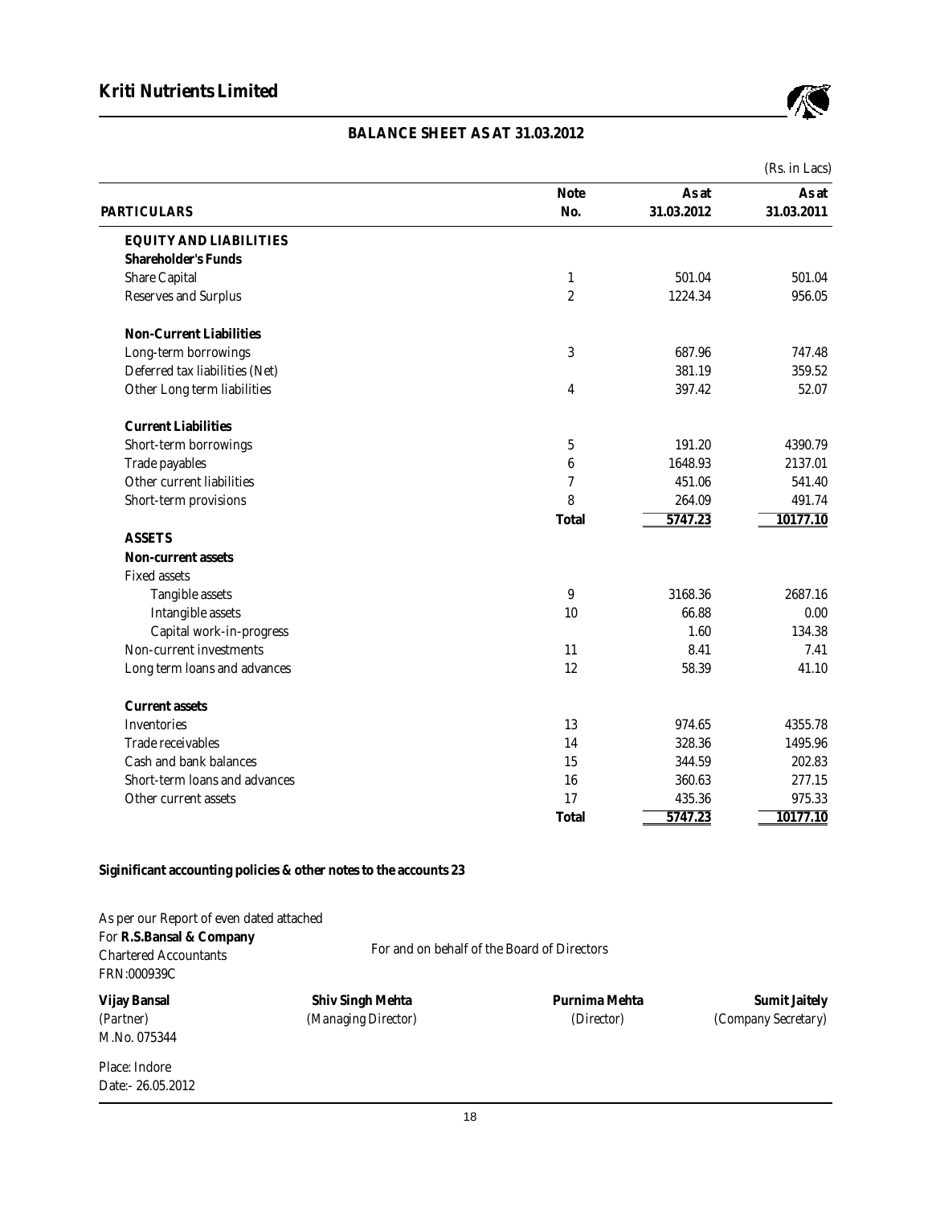# Kriti Nutrients Limited

## BALANCE SHEET AS AT 31.03.2012

(Rs. in Lacs)

| PARTICULARS | Note No. | As at 31.03.2012 | As at 31.03.2011 |
|---|---|---|---|
| **EQUITY AND LIABILITIES** | | | |
| **Shareholder's Funds** | | | |
| Share Capital | 1 | 501.04 | 501.04 |
| Reserves and Surplus | 2 | 1224.34 | 956.05 |
| **Non-Current Liabilities** | | | |
| Long-term borrowings | 3 | 687.96 | 747.48 |
| Deferred tax liabilities (Net) | | 381.19 | 359.52 |
| Other Long term liabilities | 4 | 397.42 | 52.07 |
| **Current Liabilities** | | | |
| Short-term borrowings | 5 | 191.20 | 4390.79 |
| Trade payables | 6 | 1648.93 | 2137.01 |
| Other current liabilities | 7 | 451.06 | 541.40 |
| Short-term provisions | 8 | 264.09 | 491.74 |
| | **Total** | **5747.23** | **10177.10** |
| **ASSETS** | | | |
| **Non-current assets** | | | |
| Fixed assets | | | |
| Tangible assets | 9 | 3168.36 | 2687.16 |
| Intangible assets | 10 | 66.88 | 0.00 |
| Capital work-in-progress | | 1.60 | 134.38 |
| Non-current investments | 11 | 8.41 | 7.41 |
| Long term loans and advances | 12 | 58.39 | 41.10 |
| **Current assets** | | | |
| Inventories | 13 | 974.65 | 4355.78 |
| Trade receivables | 14 | 328.36 | 1495.96 |
| Cash and bank balances | 15 | 344.59 | 202.83 |
| Short-term loans and advances | 16 | 360.63 | 277.15 |
| Other current assets | 17 | 435.36 | 975.33 |
| | **Total** | **5747.23** | **10177.10** |

**Siginificant accounting policies & other notes to the accounts 23**

As per our Report of even dated attached
For **R.S.Bansal & Company**
Chartered Accountants
FRN:000939C

For and on behalf of the Board of Directors

| | | | |
|---|---|---|---|
| **Vijay Bansal** | **Shiv Singh Mehta** | **Purnima Mehta** | **Sumit Jaitely** |
| (Partner) | (Managing Director) | (Director) | (Company Secretary) |
| M.No. 075344 | | | |

Place: Indore
Date:- 26.05.2012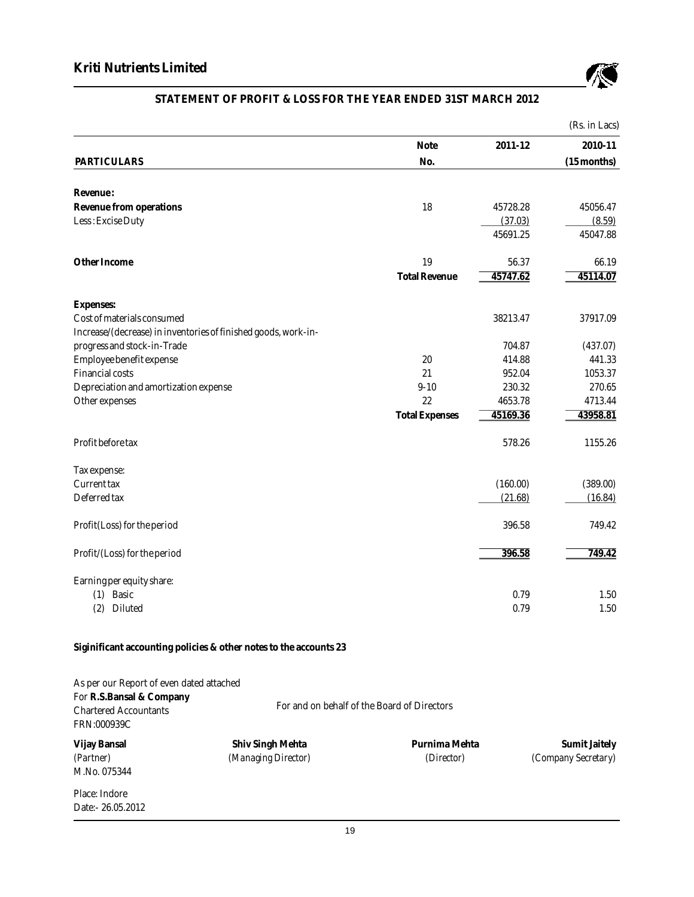# Kriti Nutrients Limited

## STATEMENT OF PROFIT & LOSS FOR THE YEAR ENDED 31ST MARCH 2012

(Rs. in Lacs)

| PARTICULARS | Note No. | 2011-12 | 2010-11 (15 months) |
|---|---|---|---|
| **Revenue :** | | | |
| **Revenue from operations** | 18 | 45728.28 | 45056.47 |
| Less : Excise Duty | | (37.03) | (8.59) |
| | | 45691.25 | 45047.88 |
| **Other Income** | 19 | 56.37 | 66.19 |
| | **Total Revenue** | 45747.62 | 45114.07 |
| **Expenses:** | | | |
| Cost of materials consumed | | 38213.47 | 37917.09 |
| Increase/(decrease) in inventories of finished goods, work-in-progress and stock-in-Trade | | 704.87 | (437.07) |
| Employee benefit expense | 20 | 414.88 | 441.33 |
| Financial costs | 21 | 952.04 | 1053.37 |
| Depreciation and amortization expense | 9-10 | 230.32 | 270.65 |
| Other expenses | 22 | 4653.78 | 4713.44 |
| | **Total Expenses** | 45169.36 | 43958.81 |
| Profit before tax | | 578.26 | 1155.26 |
| Tax expense: | | | |
| Current tax | | (160.00) | (389.00) |
| Deferred tax | | (21.68) | (16.84) |
| Profit(Loss) for the period | | 396.58 | 749.42 |
| Profit/(Loss) for the period | | 396.58 | 749.42 |
| Earning per equity share: | | | |
| (1) Basic | | 0.79 | 1.50 |
| (2) Diluted | | 0.79 | 1.50 |

**Siginificant accounting policies & other notes to the accounts 23**

As per our Report of even dated attached
For **R.S.Bansal & Company**
Chartered Accountants
FRN:000939C

For and on behalf of the Board of Directors

| | | | |
|---|---|---|---|
| **Vijay Bansal** | **Shiv Singh Mehta** | **Purnima Mehta** | **Sumit Jaitely** |
| (Partner) | (Managing Director) | (Director) | (Company Secretary) |
| M.No. 075344 | | | |

Place: Indore
Date:- 26.05.2012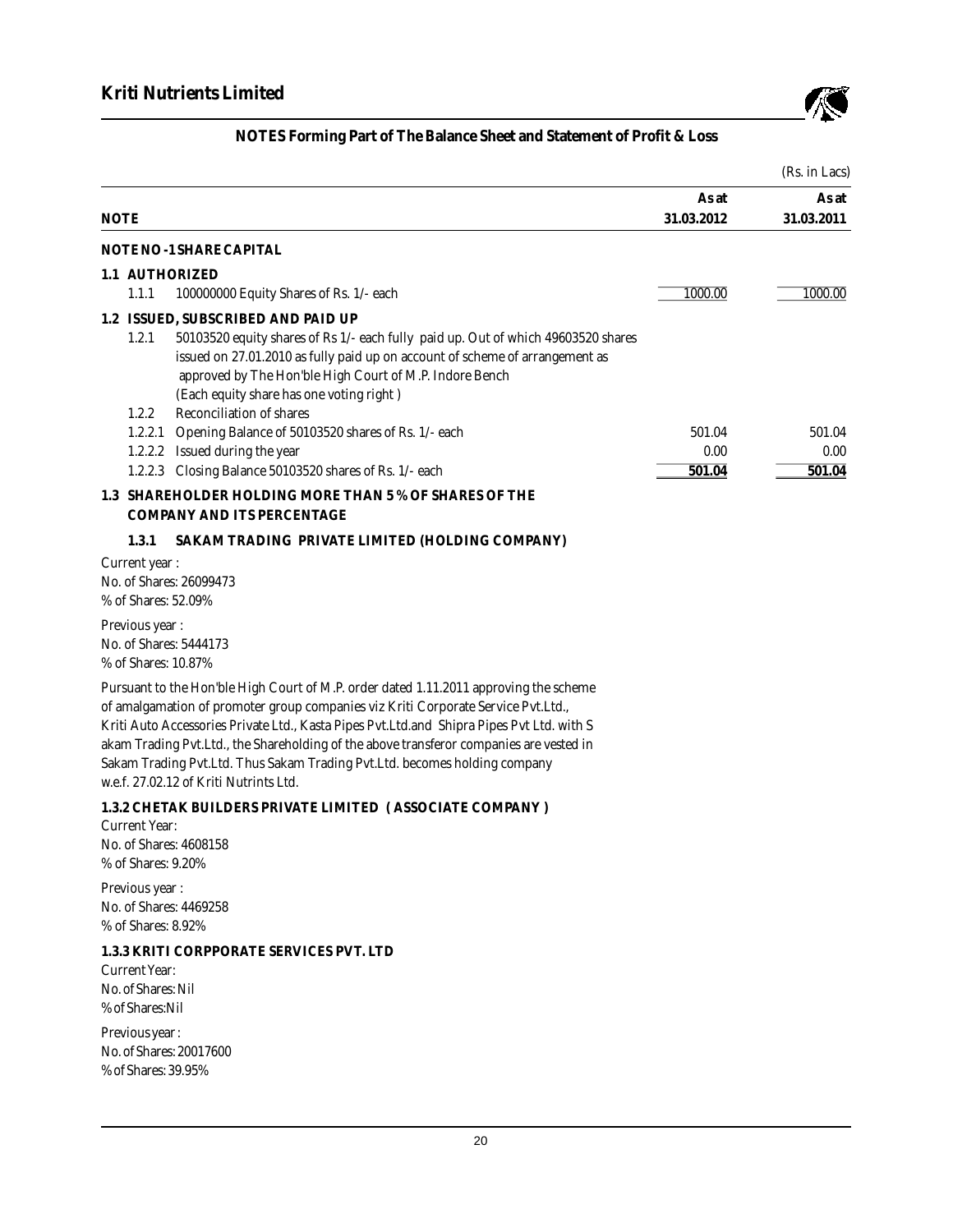## NOTES Forming Part of The Balance Sheet and Statement of Profit & Loss

(Rs. in Lacs)

| NOTE | | As at 31.03.2012 | As at 31.03.2011 |
|---|---|---|---|
| **NOTE NO -1 SHARE CAPITAL** | | | |
| **1.1 AUTHORIZED** | | | |
| 1.1.1 | 100000000 Equity Shares of Rs. 1/- each | 1000.00 | 1000.00 |
| **1.2 ISSUED, SUBSCRIBED AND PAID UP** | | | |
| 1.2.1 | 50103520 equity shares of Rs 1/- each fully paid up. Out of which 49603520 shares issued on 27.01.2010 as fully paid up on account of scheme of arrangement as approved by The Hon'ble High Court of M.P. Indore Bench (Each equity share has one voting right ) | | |
| 1.2.2 | Reconciliation of shares | | |
| 1.2.2.1 | Opening Balance of 50103520 shares of Rs. 1/- each | 501.04 | 501.04 |
| 1.2.2.2 | Issued during the year | 0.00 | 0.00 |
| 1.2.2.3 | Closing Balance 50103520 shares of Rs. 1/- each | 501.04 | 501.04 |

**1.3 SHAREHOLDER HOLDING MORE THAN 5 % OF SHARES OF THE COMPANY AND ITS PERCENTAGE**

**1.3.1 SAKAM TRADING PRIVATE LIMITED (HOLDING COMPANY)**

Current year :
No. of Shares: 26099473
% of Shares: 52.09%

Previous year :
No. of Shares: 5444173
% of Shares: 10.87%

Pursuant to the Hon'ble High Court of M.P. order dated 1.11.2011 approving the scheme of amalgamation of promoter group companies viz Kriti Corporate Service Pvt.Ltd., Kriti Auto Accessories Private Ltd., Kasta Pipes Pvt.Ltd.and Shipra Pipes Pvt Ltd. with S akam Trading Pvt.Ltd., the Shareholding of the above transferor companies are vested in Sakam Trading Pvt.Ltd. Thus Sakam Trading Pvt.Ltd. becomes holding company w.e.f. 27.02.12 of Kriti Nutrints Ltd.

**1.3.2 CHETAK BUILDERS PRIVATE LIMITED ( ASSOCIATE COMPANY )**

Current Year:
No. of Shares: 4608158
% of Shares: 9.20%

Previous year :
No. of Shares: 4469258
% of Shares: 8.92%

**1.3.3 KRITI CORPPORATE SERVICES PVT. LTD**

Current Year:
No. of Shares: Nil
% of Shares:Nil

Previous year :
No. of Shares: 20017600
% of Shares: 39.95%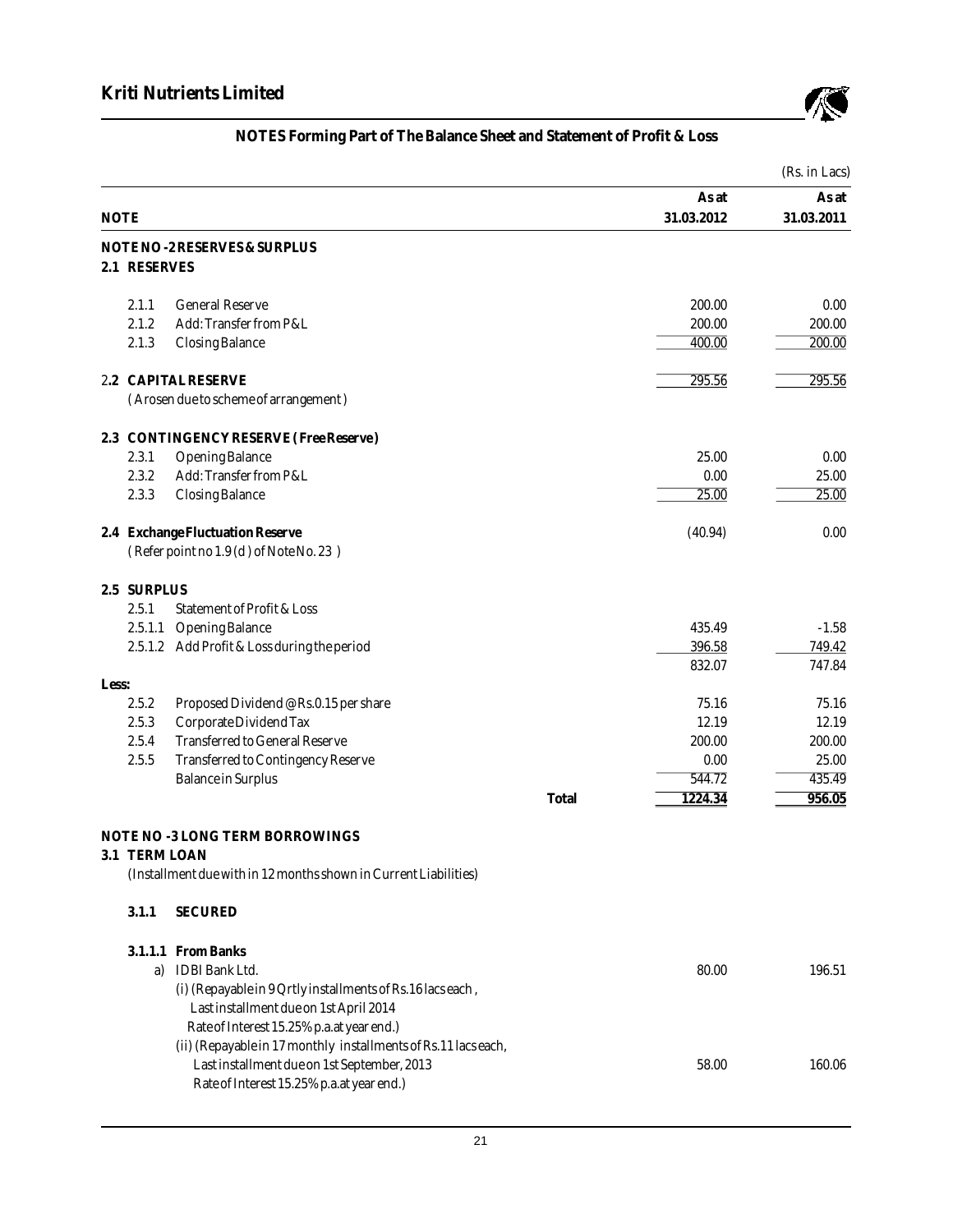## NOTES Forming Part of The Balance Sheet and Statement of Profit & Loss

(Rs. in Lacs)

| NOTE | | | As at 31.03.2012 | As at 31.03.2011 |
|---|---|---|---|---|
| **NOTE NO -2 RESERVES & SURPLUS** | | | | |
| **2.1 RESERVES** | | | | |
| 2.1.1 | General Reserve | | 200.00 | 0.00 |
| 2.1.2 | Add: Transfer from P&L | | 200.00 | 200.00 |
| 2.1.3 | Closing Balance | | 400.00 | 200.00 |
| **2.2 CAPITAL RESERVE** | | | 295.56 | 295.56 |
| | ( Arosen due to scheme of arrangement ) | | | |
| **2.3 CONTINGENCY RESERVE ( Free Reserve)** | | | | |
| 2.3.1 | Opening Balance | | 25.00 | 0.00 |
| 2.3.2 | Add: Transfer from P&L | | 0.00 | 25.00 |
| 2.3.3 | Closing Balance | | 25.00 | 25.00 |
| **2.4 Exchange Fluctuation Reserve** | | | (40.94) | 0.00 |
| | ( Refer point no 1.9 (d ) of Note No. 23 ) | | | |
| **2.5 SURPLUS** | | | | |
| 2.5.1 | Statement of Profit & Loss | | | |
| 2.5.1.1 | Opening Balance | | 435.49 | -1.58 |
| 2.5.1.2 | Add Profit & Loss during the period | | 396.58 | 749.42 |
| | | | 832.07 | 747.84 |
| **Less:** | | | | |
| 2.5.2 | Proposed Dividend @ Rs.0.15 per share | | 75.16 | 75.16 |
| 2.5.3 | Corporate Dividend Tax | | 12.19 | 12.19 |
| 2.5.4 | Transferred to General Reserve | | 200.00 | 200.00 |
| 2.5.5 | Transferred to Contingency Reserve | | 0.00 | 25.00 |
| | Balance in Surplus | | 544.72 | 435.49 |
| | | **Total** | **1224.34** | **956.05** |

**NOTE NO -3 LONG TERM BORROWINGS**

**3.1 TERM LOAN**

(Installment due with in 12 months shown in Current Liabilities)

**3.1.1 SECURED**

| | | As at 31.03.2012 | As at 31.03.2011 |
|---|---|---|---|
| **3.1.1.1 From Banks** | | | |
| a) | IDBI Bank Ltd. | 80.00 | 196.51 |
| | (i) (Repayable in 9 Qrtly installments of Rs.16 lacs each , Last installment due on 1st April 2014 Rate of Interest 15.25% p.a.at year end.) | | |
| | (ii) (Repayable in 17 monthly installments of Rs.11 lacs each, Last installment due on 1st September, 2013 Rate of Interest 15.25% p.a.at year end.) | 58.00 | 160.06 |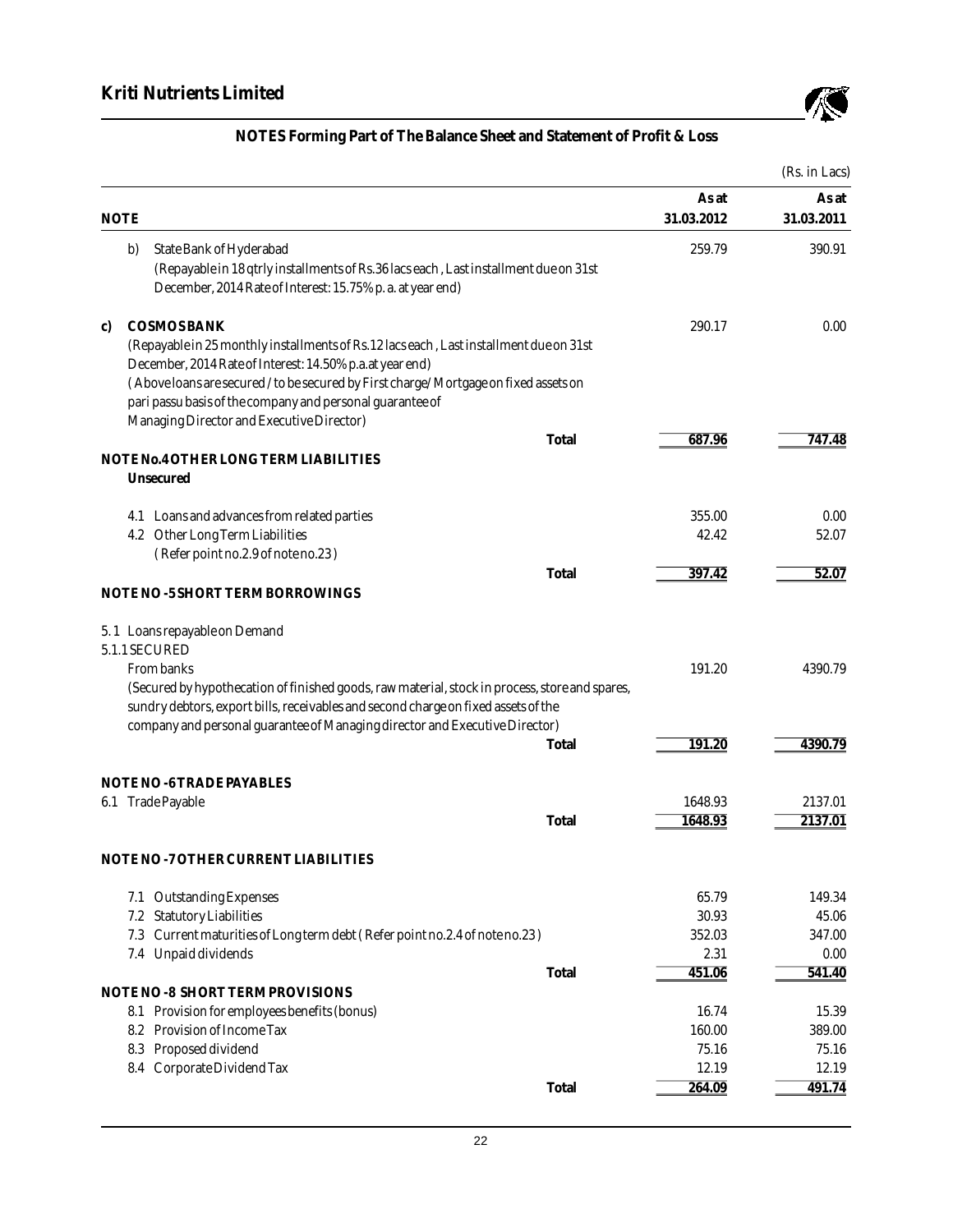## NOTES Forming Part of The Balance Sheet and Statement of Profit & Loss

(Rs. in Lacs)

| NOTE | | As at 31.03.2012 | As at 31.03.2011 |
|---|---|---|---|
| b) State Bank of Hyderabad (Repayable in 18 qtrly installments of Rs.36 lacs each , Last installment due on 31st December, 2014 Rate of Interest: 15.75% p. a. at year end) | | 259.79 | 390.91 |
| c) **COSMOS BANK** (Repayable in 25 monthly installments of Rs.12 lacs each , Last installment due on 31st December, 2014 Rate of Interest: 14.50% p.a.at year end) ( Above loans are secured / to be secured by First charge/ Mortgage on fixed assets on pari passu basis of the company and personal guarantee of Managing Director and Executive Director) | | 290.17 | 0.00 |
| | **Total** | 687.96 | 747.48 |
| **NOTE No.4 OTHER LONG TERM LIABILITIES** | | | |
| **Unsecured** | | | |
| 4.1 Loans and advances from related parties | | 355.00 | 0.00 |
| 4.2 Other Long Term Liabilities ( Refer point no.2.9 of note no.23 ) | | 42.42 | 52.07 |
| | **Total** | 397.42 | 52.07 |
| **NOTE NO -5 SHORT TERM BORROWINGS** | | | |
| 5.1 Loans repayable on Demand | | | |
| 5.1.1 SECURED | | | |
| From banks (Secured by hypothecation of finished goods, raw material, stock in process, store and spares, sundry debtors, export bills, receivables and second charge on fixed assets of the company and personal guarantee of Managing director and Executive Director) | | 191.20 | 4390.79 |
| | **Total** | 191.20 | 4390.79 |
| **NOTE NO -6 TRADE PAYABLES** | | | |
| 6.1 Trade Payable | | 1648.93 | 2137.01 |
| | **Total** | 1648.93 | 2137.01 |
| **NOTE NO -7 OTHER CURRENT LIABILITIES** | | | |
| 7.1 Outstanding Expenses | | 65.79 | 149.34 |
| 7.2 Statutory Liabilities | | 30.93 | 45.06 |
| 7.3 Current maturities of Long term debt ( Refer point no.2.4 of note no.23 ) | | 352.03 | 347.00 |
| 7.4 Unpaid dividends | | 2.31 | 0.00 |
| | **Total** | 451.06 | 541.40 |
| **NOTE NO -8 SHORT TERM PROVISIONS** | | | |
| 8.1 Provision for employees benefits (bonus) | | 16.74 | 15.39 |
| 8.2 Provision of Income Tax | | 160.00 | 389.00 |
| 8.3 Proposed dividend | | 75.16 | 75.16 |
| 8.4 Corporate Dividend Tax | | 12.19 | 12.19 |
| | **Total** | 264.09 | 491.74 |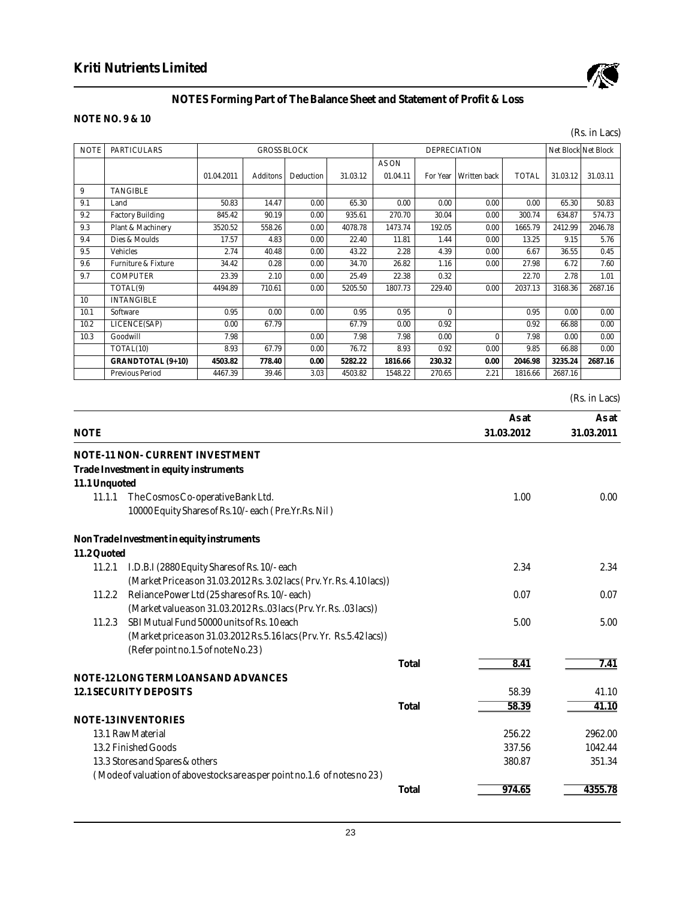## NOTES Forming Part of The Balance Sheet and Statement of Profit & Loss

**NOTE NO. 9 & 10**

(Rs. in Lacs)

| NOTE | PARTICULARS | GROSS BLOCK | | | | DEPRECIATION | | | | Net Block | Net Block |
|---|---|---|---|---|---|---|---|---|---|---|---|
| | | 01.04.2011 | Additons | Deduction | 31.03.12 | AS ON 01.04.11 | For Year | Written back | TOTAL | 31.03.12 | 31.03.11 |
| 9 | TANGIBLE | | | | | | | | | | |
| 9.1 | Land | 50.83 | 14.47 | 0.00 | 65.30 | 0.00 | 0.00 | 0.00 | 0.00 | 65.30 | 50.83 |
| 9.2 | Factory Building | 845.42 | 90.19 | 0.00 | 935.61 | 270.70 | 30.04 | 0.00 | 300.74 | 634.87 | 574.73 |
| 9.3 | Plant & Machinery | 3520.52 | 558.26 | 0.00 | 4078.78 | 1473.74 | 192.05 | 0.00 | 1665.79 | 2412.99 | 2046.78 |
| 9.4 | Dies & Moulds | 17.57 | 4.83 | 0.00 | 22.40 | 11.81 | 1.44 | 0.00 | 13.25 | 9.15 | 5.76 |
| 9.5 | Vehicles | 2.74 | 40.48 | 0.00 | 43.22 | 2.28 | 4.39 | 0.00 | 6.67 | 36.55 | 0.45 |
| 9.6 | Furniture & Fixture | 34.42 | 0.28 | 0.00 | 34.70 | 26.82 | 1.16 | 0.00 | 27.98 | 6.72 | 7.60 |
| 9.7 | COMPUTER | 23.39 | 2.10 | 0.00 | 25.49 | 22.38 | 0.32 | | 22.70 | 2.78 | 1.01 |
| | TOTAL(9) | 4494.89 | 710.61 | 0.00 | 5205.50 | 1807.73 | 229.40 | 0.00 | 2037.13 | 3168.36 | 2687.16 |
| 10 | INTANGIBLE | | | | | | | | | | |
| 10.1 | Software | 0.95 | 0.00 | 0.00 | 0.95 | 0.95 | 0 | | 0.95 | 0.00 | 0.00 |
| 10.2 | LICENCE(SAP) | 0.00 | 67.79 | | 67.79 | 0.00 | 0.92 | | 0.92 | 66.88 | 0.00 |
| 10.3 | Goodwill | 7.98 | | 0.00 | 7.98 | 7.98 | 0.00 | 0 | 7.98 | 0.00 | 0.00 |
| | TOTAL(10) | 8.93 | 67.79 | 0.00 | 76.72 | 8.93 | 0.92 | 0.00 | 9.85 | 66.88 | 0.00 |
| | **GRANDTOTAL (9+10)** | **4503.82** | **778.40** | **0.00** | **5282.22** | **1816.66** | **230.32** | **0.00** | **2046.98** | **3235.24** | **2687.16** |
| | Previous Period | 4467.39 | 39.46 | 3.03 | 4503.82 | 1548.22 | 270.65 | 2.21 | 1816.66 | 2687.16 | |

(Rs. in Lacs)

| NOTE | | As at 31.03.2012 | As at 31.03.2011 |
|---|---|---|---|
| **NOTE-11 NON- CURRENT INVESTMENT** | | | |
| **Trade Investment in equity instruments** | | | |
| **11.1 Unquoted** | | | |
| 11.1.1 The Cosmos Co-operative Bank Ltd. 10000 Equity Shares of Rs.10/- each ( Pre.Yr.Rs. Nil ) | | 1.00 | 0.00 |
| **Non Trade Investment in equity instruments** | | | |
| **11.2 Quoted** | | | |
| 11.2.1 I.D.B.I (2880 Equity Shares of Rs. 10/- each (Market Price as on 31.03.2012 Rs. 3.02 lacs ( Prv. Yr. Rs. 4.10 lacs)) | | 2.34 | 2.34 |
| 11.2.2 Reliance Power Ltd (25 shares of Rs. 10/- each) (Market value as on 31.03.2012 Rs..03 lacs (Prv. Yr. Rs. .03 lacs)) | | 0.07 | 0.07 |
| 11.2.3 SBI Mutual Fund 50000 units of Rs. 10 each (Market price as on 31.03.2012 Rs.5.16 lacs (Prv. Yr. Rs.5.42 lacs)) (Refer point no.1.5 of note No.23 ) | | 5.00 | 5.00 |
| | **Total** | **8.41** | **7.41** |
| **NOTE-12 LONG TERM LOANS AND ADVANCES** | | | |
| **12.1 SECURITY DEPOSITS** | | 58.39 | 41.10 |
| | **Total** | **58.39** | **41.10** |
| **NOTE-13 INVENTORIES** | | | |
| 13.1 Raw Material | | 256.22 | 2962.00 |
| 13.2 Finished Goods | | 337.56 | 1042.44 |
| 13.3 Stores and Spares & others | | 380.87 | 351.34 |
| ( Mode of valuation of above stocks are as per point no.1.6 of notes no 23 ) | | | |
| | **Total** | **974.65** | **4355.78** |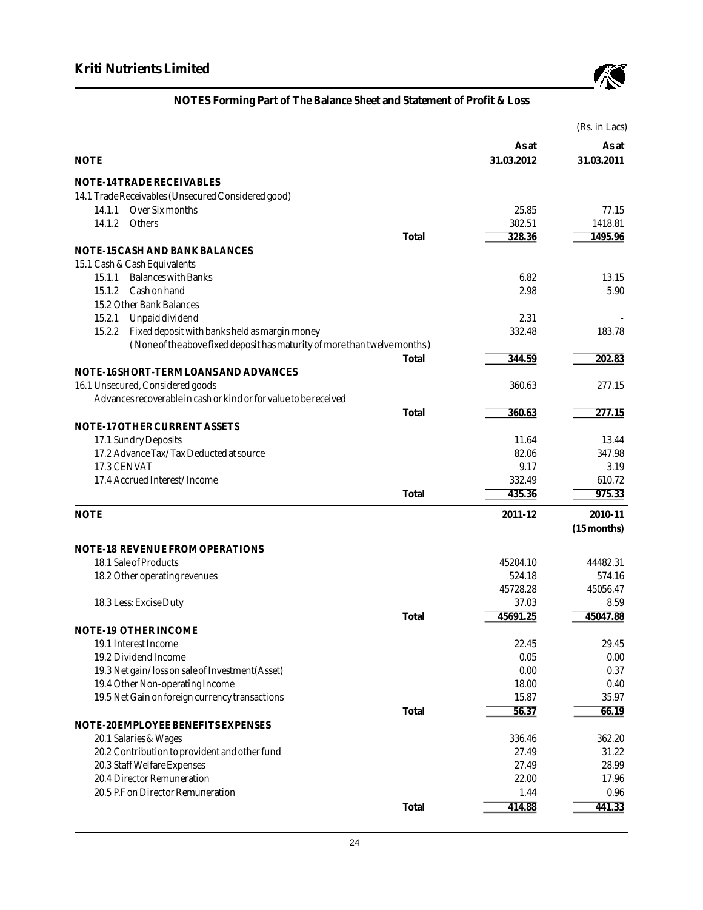## NOTES Forming Part of The Balance Sheet and Statement of Profit & Loss

(Rs. in Lacs)

| NOTE | | As at 31.03.2012 | As at 31.03.2011 |
|---|---|---|---|
| **NOTE-14 TRADE RECEIVABLES** | | | |
| 14.1 Trade Receivables (Unsecured Considered good) | | | |
| 14.1.1 Over Six months | | 25.85 | 77.15 |
| 14.1.2 Others | | 302.51 | 1418.81 |
| | Total | 328.36 | 1495.96 |
| **NOTE-15 CASH AND BANK BALANCES** | | | |
| 15.1 Cash & Cash Equivalents | | | |
| 15.1.1 Balances with Banks | | 6.82 | 13.15 |
| 15.1.2 Cash on hand | | 2.98 | 5.90 |
| 15.2 Other Bank Balances | | | |
| 15.2.1 Unpaid dividend | | 2.31 | - |
| 15.2.2 Fixed deposit with banks held as margin money (None of the above fixed deposit has maturity of more than twelve months) | | 332.48 | 183.78 |
| | Total | 344.59 | 202.83 |
| **NOTE-16 SHORT-TERM LOANS AND ADVANCES** | | | |
| 16.1 Unsecured, Considered goods Advances recoverable in cash or kind or for value to be received | | 360.63 | 277.15 |
| | Total | 360.63 | 277.15 |
| **NOTE-17 OTHER CURRENT ASSETS** | | | |
| 17.1 Sundry Deposits | | 11.64 | 13.44 |
| 17.2 Advance Tax/ Tax Deducted at source | | 82.06 | 347.98 |
| 17.3 CENVAT | | 9.17 | 3.19 |
| 17.4 Accrued Interest/ Income | | 332.49 | 610.72 |
| | Total | 435.36 | 975.33 |

| NOTE | | 2011-12 | 2010-11 (15 months) |
|---|---|---|---|
| **NOTE-18 REVENUE FROM OPERATIONS** | | | |
| 18.1 Sale of Products | | 45204.10 | 44482.31 |
| 18.2 Other operating revenues | | 524.18 | 574.16 |
| | | 45728.28 | 45056.47 |
| 18.3 Less: Excise Duty | | 37.03 | 8.59 |
| | Total | 45691.25 | 45047.88 |
| **NOTE-19 OTHER INCOME** | | | |
| 19.1 Interest Income | | 22.45 | 29.45 |
| 19.2 Dividend Income | | 0.05 | 0.00 |
| 19.3 Net gain/ loss on sale of Investment(Asset) | | 0.00 | 0.37 |
| 19.4 Other Non-operating Income | | 18.00 | 0.40 |
| 19.5 Net Gain on foreign currency transactions | | 15.87 | 35.97 |
| | Total | 56.37 | 66.19 |
| **NOTE-20 EMPLOYEE BENEFITS EXPENSES** | | | |
| 20.1 Salaries & Wages | | 336.46 | 362.20 |
| 20.2 Contribution to provident and other fund | | 27.49 | 31.22 |
| 20.3 Staff Welfare Expenses | | 27.49 | 28.99 |
| 20.4 Director Remuneration | | 22.00 | 17.96 |
| 20.5 P.F on Director Remuneration | | 1.44 | 0.96 |
| | Total | 414.88 | 441.33 |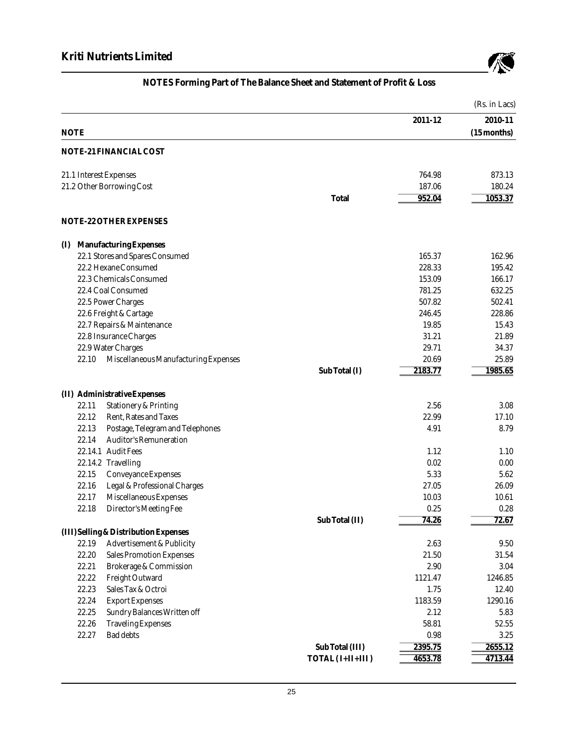# Kriti Nutrients Limited

## NOTES Forming Part of The Balance Sheet and Statement of Profit & Loss

(Rs. in Lacs)

| NOTE | | 2011-12 | 2010-11 (15 months) |
|---|---|---|---|
| **NOTE-21 FINANCIAL COST** | | | |
| 21.1 Interest Expenses | | 764.98 | 873.13 |
| 21.2 Other Borrowing Cost | | 187.06 | 180.24 |
| | **Total** | 952.04 | 1053.37 |
| **NOTE-22 OTHER EXPENSES** | | | |
| **(I) Manufacturing Expenses** | | | |
| 22.1 Stores and Spares Consumed | | 165.37 | 162.96 |
| 22.2 Hexane Consumed | | 228.33 | 195.42 |
| 22.3 Chemicals Consumed | | 153.09 | 166.17 |
| 22.4 Coal Consumed | | 781.25 | 632.25 |
| 22.5 Power Charges | | 507.82 | 502.41 |
| 22.6 Freight & Cartage | | 246.45 | 228.86 |
| 22.7 Repairs & Maintenance | | 19.85 | 15.43 |
| 22.8 Insurance Charges | | 31.21 | 21.89 |
| 22.9 Water Charges | | 29.71 | 34.37 |
| 22.10 Miscellaneous Manufacturing Expenses | | 20.69 | 25.89 |
| | **Sub Total (I)** | 2183.77 | 1985.65 |
| **(II) Administrative Expenses** | | | |
| 22.11 Stationery & Printing | | 2.56 | 3.08 |
| 22.12 Rent, Rates and Taxes | | 22.99 | 17.10 |
| 22.13 Postage, Telegram and Telephones | | 4.91 | 8.79 |
| 22.14 Auditor's Remuneration | | | |
| 22.14.1 Audit Fees | | 1.12 | 1.10 |
| 22.14.2 Travelling | | 0.02 | 0.00 |
| 22.15 Conveyance Expenses | | 5.33 | 5.62 |
| 22.16 Legal & Professional Charges | | 27.05 | 26.09 |
| 22.17 Miscellaneous Expenses | | 10.03 | 10.61 |
| 22.18 Director's Meeting Fee | | 0.25 | 0.28 |
| | **Sub Total (II)** | 74.26 | 72.67 |
| **(III) Selling & Distribution Expenses** | | | |
| 22.19 Advertisement & Publicity | | 2.63 | 9.50 |
| 22.20 Sales Promotion Expenses | | 21.50 | 31.54 |
| 22.21 Brokerage & Commission | | 2.90 | 3.04 |
| 22.22 Freight Outward | | 1121.47 | 1246.85 |
| 22.23 Sales Tax & Octroi | | 1.75 | 12.40 |
| 22.24 Export Expenses | | 1183.59 | 1290.16 |
| 22.25 Sundry Balances Written off | | 2.12 | 5.83 |
| 22.26 Traveling Expenses | | 58.81 | 52.55 |
| 22.27 Bad debts | | 0.98 | 3.25 |
| | **Sub Total (III)** | 2395.75 | 2655.12 |
| | **TOTAL (I+II+III)** | 4653.78 | 4713.44 |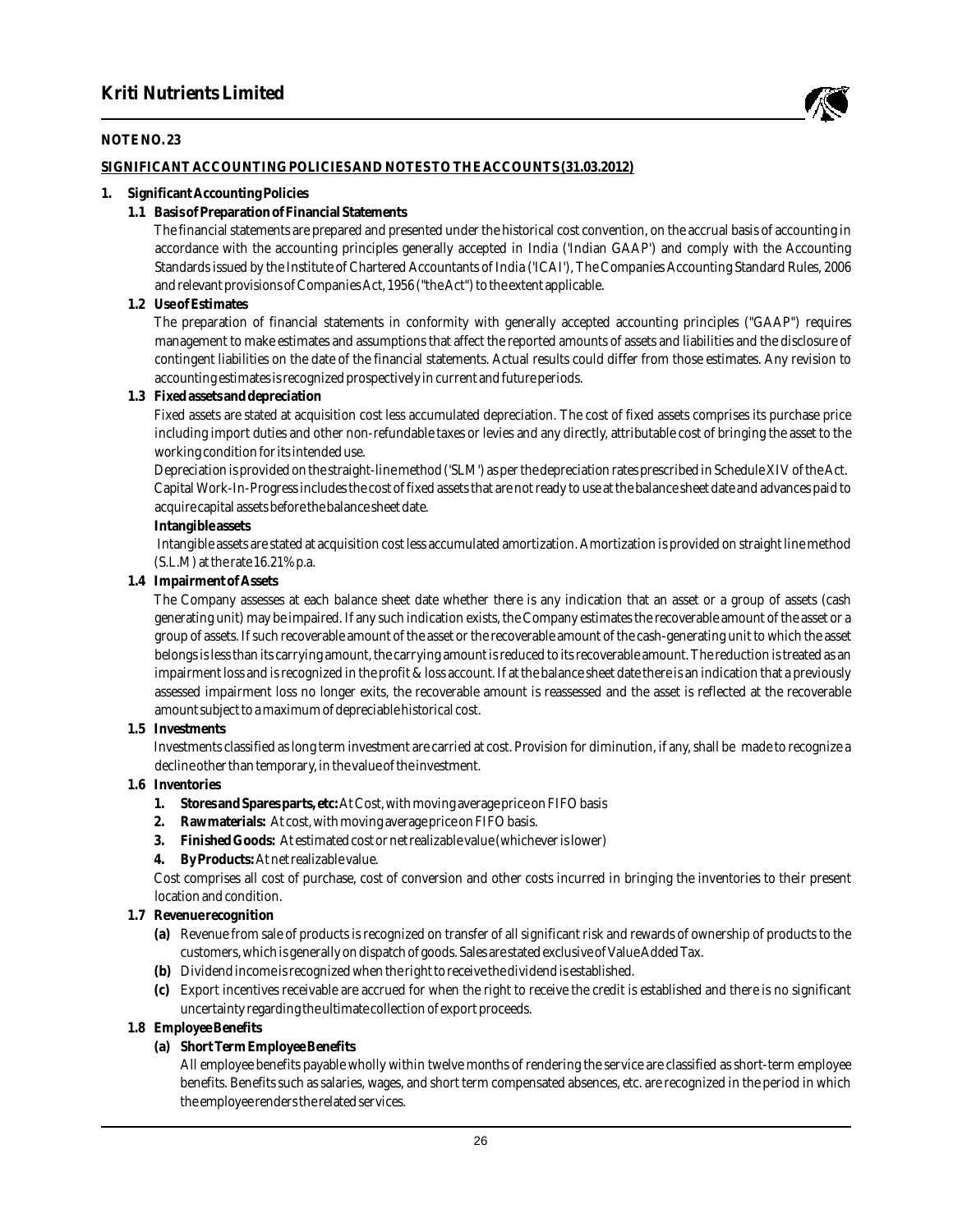**NOTE NO. 23**

**SIGNIFICANT ACCOUNTING POLICIES AND NOTES TO THE ACCOUNTS (31.03.2012)**

**1. Significant Accounting Policies**

**1.1 Basis of Preparation of Financial Statements**

The financial statements are prepared and presented under the historical cost convention, on the accrual basis of accounting in accordance with the accounting principles generally accepted in India ('Indian GAAP') and comply with the Accounting Standards issued by the Institute of Chartered Accountants of India ('ICAI'), The Companies Accounting Standard Rules, 2006 and relevant provisions of Companies Act, 1956 ("the Act") to the extent applicable.

**1.2 Use of Estimates**

The preparation of financial statements in conformity with generally accepted accounting principles ("GAAP") requires management to make estimates and assumptions that affect the reported amounts of assets and liabilities and the disclosure of contingent liabilities on the date of the financial statements. Actual results could differ from those estimates. Any revision to accounting estimates is recognized prospectively in current and future periods.

**1.3 Fixed assets and depreciation**

Fixed assets are stated at acquisition cost less accumulated depreciation. The cost of fixed assets comprises its purchase price including import duties and other non-refundable taxes or levies and any directly, attributable cost of bringing the asset to the working condition for its intended use.

Depreciation is provided on the straight-line method ('SLM') as per the depreciation rates prescribed in Schedule XIV of the Act.

Capital Work-In-Progress includes the cost of fixed assets that are not ready to use at the balance sheet date and advances paid to acquire capital assets before the balance sheet date.

**Intangible assets**

Intangible assets are stated at acquisition cost less accumulated amortization. Amortization is provided on straight line method (S.L.M) at the rate 16.21% p.a.

**1.4 Impairment of Assets**

The Company assesses at each balance sheet date whether there is any indication that an asset or a group of assets (cash generating unit) may be impaired. If any such indication exists, the Company estimates the recoverable amount of the asset or a group of assets. If such recoverable amount of the asset or the recoverable amount of the cash-generating unit to which the asset belongs is less than its carrying amount, the carrying amount is reduced to its recoverable amount. The reduction is treated as an impairment loss and is recognized in the profit & loss account. If at the balance sheet date there is an indication that a previously assessed impairment loss no longer exits, the recoverable amount is reassessed and the asset is reflected at the recoverable amount subject to a maximum of depreciable historical cost.

**1.5 Investments**

Investments classified as long term investment are carried at cost. Provision for diminution, if any, shall be made to recognize a decline other than temporary, in the value of the investment.

**1.6 Inventories**

1. **Stores and Spares parts, etc:** At Cost, with moving average price on FIFO basis
2. **Raw materials:** At cost, with moving average price on FIFO basis.
3. **Finished Goods:** At estimated cost or net realizable value (whichever is lower)
4. **By Products:** At net realizable value.

Cost comprises all cost of purchase, cost of conversion and other costs incurred in bringing the inventories to their present location and condition.

**1.7 Revenue recognition**

**(a)** Revenue from sale of products is recognized on transfer of all significant risk and rewards of ownership of products to the customers, which is generally on dispatch of goods. Sales are stated exclusive of Value Added Tax.

**(b)** Dividend income is recognized when the right to receive the dividend is established.

**(c)** Export incentives receivable are accrued for when the right to receive the credit is established and there is no significant uncertainty regarding the ultimate collection of export proceeds.

**1.8 Employee Benefits**

**(a) Short Term Employee Benefits**

All employee benefits payable wholly within twelve months of rendering the service are classified as short-term employee benefits. Benefits such as salaries, wages, and short term compensated absences, etc. are recognized in the period in which the employee renders the related services.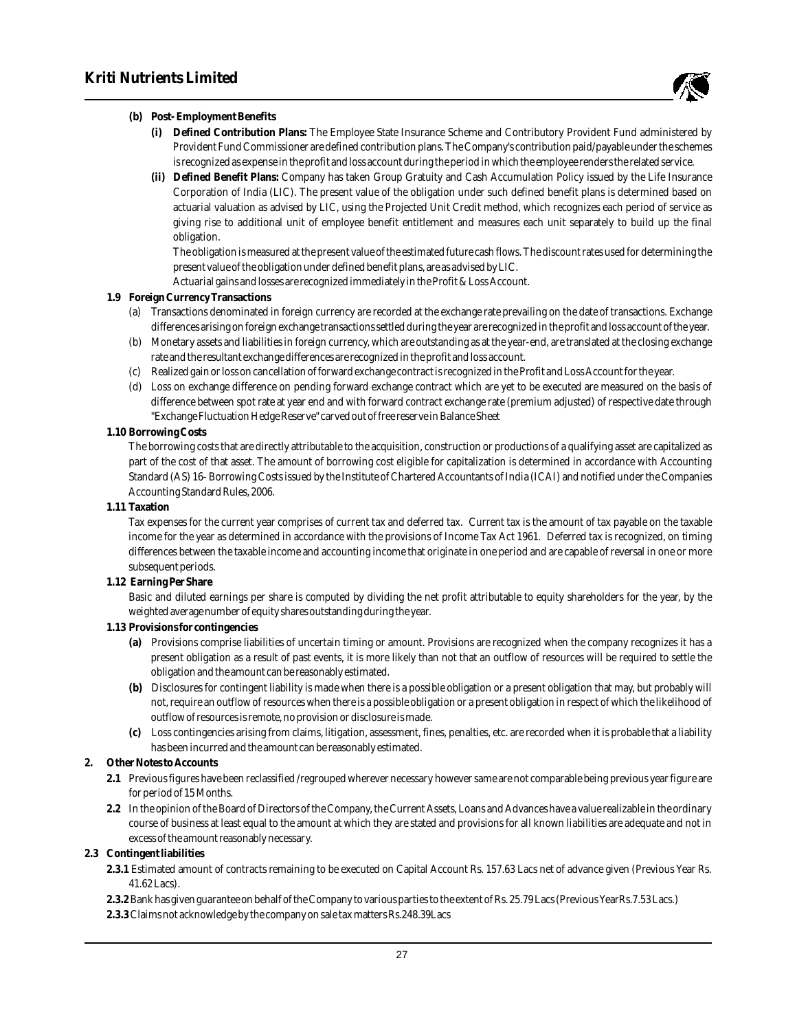**(b) Post- Employment Benefits**

**(i) Defined Contribution Plans:** The Employee State Insurance Scheme and Contributory Provident Fund administered by Provident Fund Commissioner are defined contribution plans. The Company's contribution paid/payable under the schemes is recognized as expense in the profit and loss account during the period in which the employee renders the related service.

**(ii) Defined Benefit Plans:** Company has taken Group Gratuity and Cash Accumulation Policy issued by the Life Insurance Corporation of India (LIC). The present value of the obligation under such defined benefit plans is determined based on actuarial valuation as advised by LIC, using the Projected Unit Credit method, which recognizes each period of service as giving rise to additional unit of employee benefit entitlement and measures each unit separately to build up the final obligation.

The obligation is measured at the present value of the estimated future cash flows. The discount rates used for determining the present value of the obligation under defined benefit plans, are as advised by LIC.

Actuarial gains and losses are recognized immediately in the Profit & Loss Account.

**1.9 Foreign Currency Transactions**

(a) Transactions denominated in foreign currency are recorded at the exchange rate prevailing on the date of transactions. Exchange differences arising on foreign exchange transactions settled during the year are recognized in the profit and loss account of the year.

(b) Monetary assets and liabilities in foreign currency, which are outstanding as at the year-end, are translated at the closing exchange rate and the resultant exchange differences are recognized in the profit and loss account.

(c) Realized gain or loss on cancellation of forward exchange contract is recognized in the Profit and Loss Account for the year.

(d) Loss on exchange difference on pending forward exchange contract which are yet to be executed are measured on the basis of difference between spot rate at year end and with forward contract exchange rate (premium adjusted) of respective date through "Exchange Fluctuation Hedge Reserve" carved out of free reserve in Balance Sheet

**1.10 Borrowing Costs**

The borrowing costs that are directly attributable to the acquisition, construction or productions of a qualifying asset are capitalized as part of the cost of that asset. The amount of borrowing cost eligible for capitalization is determined in accordance with Accounting Standard (AS) 16- Borrowing Costs issued by the Institute of Chartered Accountants of India (ICAI) and notified under the Companies Accounting Standard Rules, 2006.

**1.11 Taxation**

Tax expenses for the current year comprises of current tax and deferred tax. Current tax is the amount of tax payable on the taxable income for the year as determined in accordance with the provisions of Income Tax Act 1961. Deferred tax is recognized, on timing differences between the taxable income and accounting income that originate in one period and are capable of reversal in one or more subsequent periods.

**1.12 Earning Per Share**

Basic and diluted earnings per share is computed by dividing the net profit attributable to equity shareholders for the year, by the weighted average number of equity shares outstanding during the year.

**1.13 Provisions for contingencies**

**(a)** Provisions comprise liabilities of uncertain timing or amount. Provisions are recognized when the company recognizes it has a present obligation as a result of past events, it is more likely than not that an outflow of resources will be required to settle the obligation and the amount can be reasonably estimated.

**(b)** Disclosures for contingent liability is made when there is a possible obligation or a present obligation that may, but probably will not, require an outflow of resources when there is a possible obligation or a present obligation in respect of which the likelihood of outflow of resources is remote, no provision or disclosure is made.

**(c)** Loss contingencies arising from claims, litigation, assessment, fines, penalties, etc. are recorded when it is probable that a liability has been incurred and the amount can be reasonably estimated.

**2. Other Notes to Accounts**

**2.1** Previous figures have been reclassified /regrouped wherever necessary however same are not comparable being previous year figure are for period of 15 Months.

**2.2** In the opinion of the Board of Directors of the Company, the Current Assets, Loans and Advances have a value realizable in the ordinary course of business at least equal to the amount at which they are stated and provisions for all known liabilities are adequate and not in excess of the amount reasonably necessary.

**2.3 Contingent liabilities**

**2.3.1** Estimated amount of contracts remaining to be executed on Capital Account Rs. 157.63 Lacs net of advance given (Previous Year Rs. 41.62 Lacs).

**2.3.2** Bank has given guarantee on behalf of the Company to various parties to the extent of Rs. 25.79 Lacs (Previous YearRs.7.53 Lacs.)

**2.3.3** Claims not acknowledge by the company on sale tax matters Rs.248.39Lacs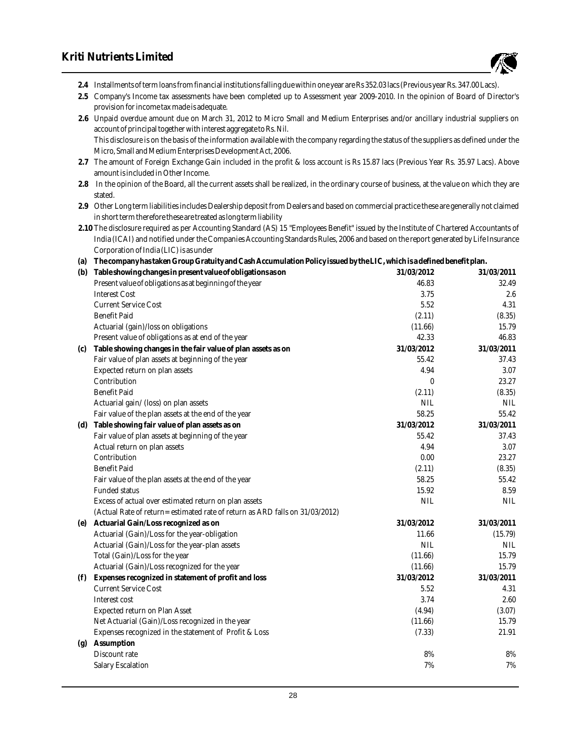**2.4** Installments of term loans from financial institutions falling due within one year are Rs 352.03 lacs (Previous year Rs. 347.00 Lacs).

**2.5** Company's Income tax assessments have been completed up to Assessment year 2009-2010. In the opinion of Board of Director's provision for income tax made is adequate.

**2.6** Unpaid overdue amount due on March 31, 2012 to Micro Small and Medium Enterprises and/or ancillary industrial suppliers on account of principal together with interest aggregate to Rs. Nil.

This disclosure is on the basis of the information available with the company regarding the status of the suppliers as defined under the Micro, Small and Medium Enterprises Development Act, 2006.

**2.7** The amount of Foreign Exchange Gain included in the profit & loss account is Rs 15.87 lacs (Previous Year Rs. 35.97 Lacs). Above amount is included in Other Income.

**2.8** In the opinion of the Board, all the current assets shall be realized, in the ordinary course of business, at the value on which they are stated.

**2.9** Other Long term liabilities includes Dealership deposit from Dealers and based on commercial practice these are generally not claimed in short term therefore these are treated as long term liability

**2.10** The disclosure required as per Accounting Standard (AS) 15 "Employees Benefit" issued by the Institute of Chartered Accountants of India (ICAI) and notified under the Companies Accounting Standards Rules, 2006 and based on the report generated by Life Insurance Corporation of India (LIC) is as under

**(a) The company has taken Group Gratuity and Cash Accumulation Policy issued by the LIC, which is a defined benefit plan.**

| | | | |
|---|---|---|---|
| **(b)** | **Table showing changes in present value of obligations as on** | **31/03/2012** | **31/03/2011** |
| | Present value of obligations as at beginning of the year | 46.83 | 32.49 |
| | Interest Cost | 3.75 | 2.6 |
| | Current Service Cost | 5.52 | 4.31 |
| | Benefit Paid | (2.11) | (8.35) |
| | Actuarial (gain)/loss on obligations | (11.66) | 15.79 |
| | Present value of obligations as at end of the year | 42.33 | 46.83 |
| **(c)** | **Table showing changes in the fair value of plan assets as on** | **31/03/2012** | **31/03/2011** |
| | Fair value of plan assets at beginning of the year | 55.42 | 37.43 |
| | Expected return on plan assets | 4.94 | 3.07 |
| | Contribution | 0 | 23.27 |
| | Benefit Paid | (2.11) | (8.35) |
| | Actuarial gain/ (loss) on plan assets | NIL | NIL |
| | Fair value of the plan assets at the end of the year | 58.25 | 55.42 |
| **(d)** | **Table showing fair value of plan assets as on** | **31/03/2012** | **31/03/2011** |
| | Fair value of plan assets at beginning of the year | 55.42 | 37.43 |
| | Actual return on plan assets | 4.94 | 3.07 |
| | Contribution | 0.00 | 23.27 |
| | Benefit Paid | (2.11) | (8.35) |
| | Fair value of the plan assets at the end of the year | 58.25 | 55.42 |
| | Funded status | 15.92 | 8.59 |
| | Excess of actual over estimated return on plan assets | NIL | NIL |
| | (Actual Rate of return= estimated rate of return as ARD falls on 31/03/2012) | | |
| **(e)** | **Actuarial Gain/Loss recognized as on** | **31/03/2012** | **31/03/2011** |
| | Actuarial (Gain)/Loss for the year-obligation | 11.66 | (15.79) |
| | Actuarial (Gain)/Loss for the year-plan assets | NIL | NIL |
| | Total (Gain)/Loss for the year | (11.66) | 15.79 |
| | Actuarial (Gain)/Loss recognized for the year | (11.66) | 15.79 |
| **(f)** | **Expenses recognized in statement of profit and loss** | **31/03/2012** | **31/03/2011** |
| | Current Service Cost | 5.52 | 4.31 |
| | Interest cost | 3.74 | 2.60 |
| | Expected return on Plan Asset | (4.94) | (3.07) |
| | Net Actuarial (Gain)/Loss recognized in the year | (11.66) | 15.79 |
| | Expenses recognized in the statement of Profit & Loss | (7.33) | 21.91 |
| **(g)** | **Assumption** | | |
| | Discount rate | 8% | 8% |
| | Salary Escalation | 7% | 7% |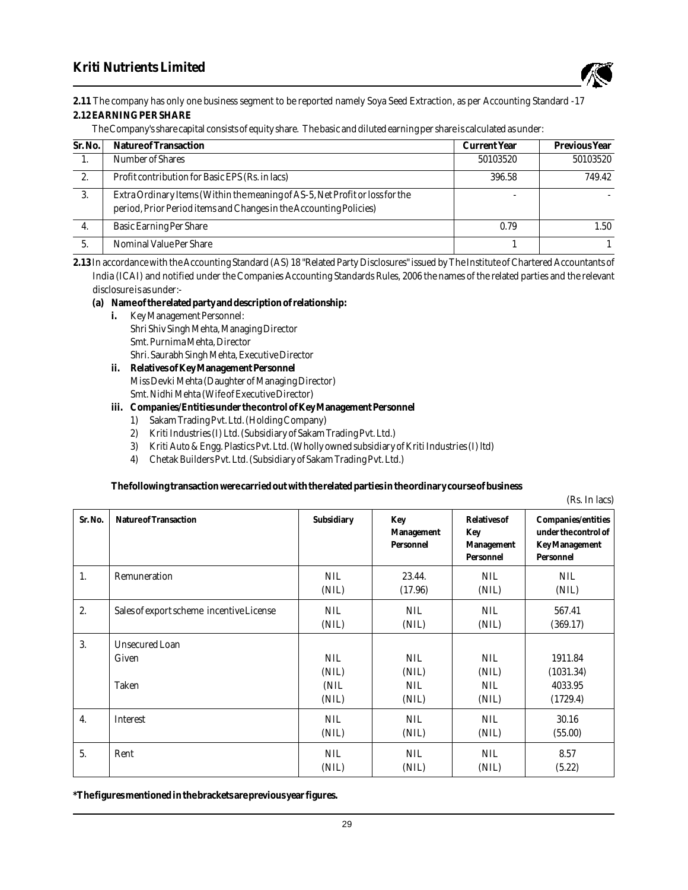**2.11** The company has only one business segment to be reported namely Soya Seed Extraction, as per Accounting Standard -17

**2.12 EARNING PER SHARE**

The Company's share capital consists of equity share. The basic and diluted earning per share is calculated as under:

| Sr. No. | Nature of Transaction | Current Year | Previous Year |
|---|---|---|---|
| 1. | Number of Shares | 50103520 | 50103520 |
| 2. | Profit contribution for Basic EPS (Rs. in lacs) | 396.58 | 749.42 |
| 3. | Extra Ordinary Items (Within the meaning of AS-5, Net Profit or loss for the period, Prior Period items and Changes in the Accounting Policies) | - | - |
| 4. | Basic Earning Per Share | 0.79 | 1.50 |
| 5. | Nominal Value Per Share | 1 | 1 |

**2.13** In accordance with the Accounting Standard (AS) 18 "Related Party Disclosures" issued by The Institute of Chartered Accountants of India (ICAI) and notified under the Companies Accounting Standards Rules, 2006 the names of the related parties and the relevant disclosure is as under:-

**(a) Name of the related party and description of relationship:**

**i.** Key Management Personnel:
Shri Shiv Singh Mehta, Managing Director
Smt. Purnima Mehta, Director
Shri. Saurabh Singh Mehta, Executive Director

**ii. Relatives of Key Management Personnel**
Miss Devki Mehta (Daughter of Managing Director)
Smt. Nidhi Mehta (Wife of Executive Director)

**iii. Companies/Entities under the control of Key Management Personnel**

1) Sakam Trading Pvt. Ltd. (Holding Company)
2) Kriti Industries (I) Ltd. (Subsidiary of Sakam Trading Pvt. Ltd.)
3) Kriti Auto & Engg. Plastics Pvt. Ltd. (Wholly owned subsidiary of Kriti Industries (I) ltd)
4) Chetak Builders Pvt. Ltd. (Subsidiary of Sakam Trading Pvt. Ltd.)

**The following transaction were carried out with the related parties in the ordinary course of business**

(Rs. In lacs)

| Sr. No. | Nature of Transaction | Subsidiary | Key Management Personnel | Relatives of Key Management Personnel | Companies/entities under the control of Key Management Personnel |
|---|---|---|---|---|---|
| 1. | Remuneration | NIL (NIL) | 23.44. (17.96) | NIL (NIL) | NIL (NIL) |
| 2. | Sales of export scheme incentive License | NIL (NIL) | NIL (NIL) | NIL (NIL) | 567.41 (369.17) |
| 3. | Unsecured Loan | | | | |
| | Given | NIL (NIL) | NIL (NIL) | NIL (NIL) | 1911.84 (1031.34) |
| | Taken | (NIL (NIL) | NIL (NIL) | NIL (NIL) | 4033.95 (1729.4) |
| 4. | Interest | NIL (NIL) | NIL (NIL) | NIL (NIL) | 30.16 (55.00) |
| 5. | Rent | NIL (NIL) | NIL (NIL) | NIL (NIL) | 8.57 (5.22) |

**\*The figures mentioned in the brackets are previous year figures.**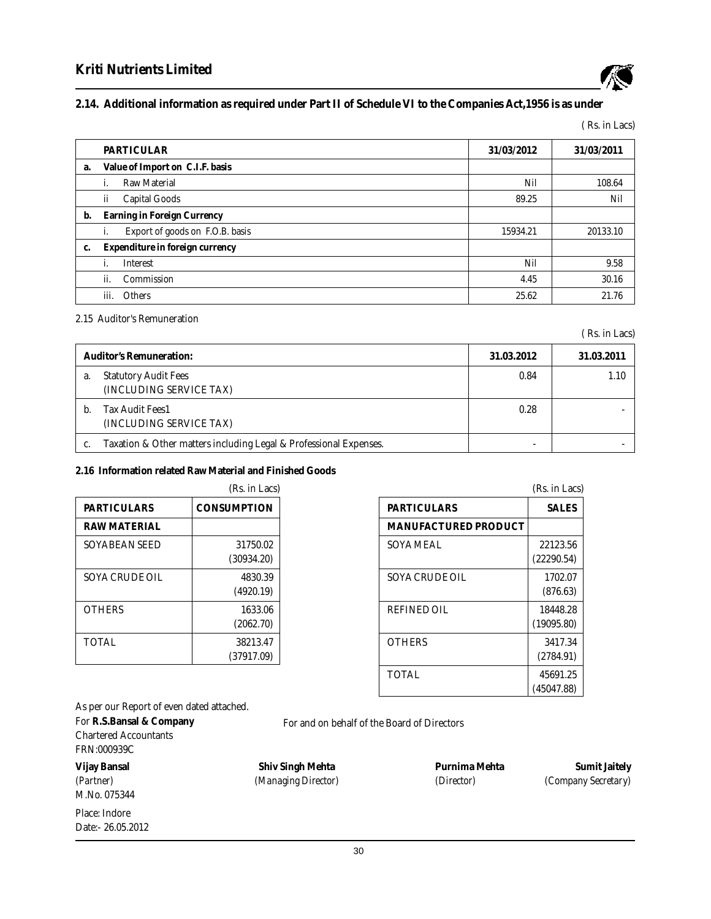## 2.14. Additional information as required under Part II of Schedule VI to the Companies Act,1956 is as under

( Rs. in Lacs)

| | PARTICULAR | 31/03/2012 | 31/03/2011 |
|---|---|---|---|
| **a.** | **Value of Import on C.I.F. basis** | | |
| | i. Raw Material | Nil | 108.64 |
| | ii Capital Goods | 89.25 | Nil |
| **b.** | **Earning in Foreign Currency** | | |
| | i. Export of goods on F.O.B. basis | 15934.21 | 20133.10 |
| **c.** | **Expenditure in foreign currency** | | |
| | i. Interest | Nil | 9.58 |
| | ii. Commission | 4.45 | 30.16 |
| | iii. Others | 25.62 | 21.76 |

2.15 Auditor's Remuneration

( Rs. in Lacs)

| | Auditor's Remuneration: | 31.03.2012 | 31.03.2011 |
|---|---|---|---|
| a. | Statutory Audit Fees (INCLUDING SERVICE TAX) | 0.84 | 1.10 |
| b. | Tax Audit Fees1 (INCLUDING SERVICE TAX) | 0.28 | - |
| c. | Taxation & Other matters including Legal & Professional Expenses. | - | - |

**2.16 Information related Raw Material and Finished Goods**

(Rs. in Lacs)

| PARTICULARS | CONSUMPTION |
|---|---|
| **RAW MATERIAL** | |
| SOYABEAN SEED | 31750.02 (30934.20) |
| SOYA CRUDE OIL | 4830.39 (4920.19) |
| OTHERS | 1633.06 (2062.70) |
| TOTAL | 38213.47 (37917.09) |

(Rs. in Lacs)

| PARTICULARS | SALES |
|---|---|
| **MANUFACTURED PRODUCT** | |
| SOYA MEAL | 22123.56 (22290.54) |
| SOYA CRUDE OIL | 1702.07 (876.63) |
| REFINED OIL | 18448.28 (19095.80) |
| OTHERS | 3417.34 (2784.91) |
| TOTAL | 45691.25 (45047.88) |

As per our Report of even dated attached.

For **R.S.Bansal & Company**
Chartered Accountants
FRN:000939C

For and on behalf of the Board of Directors

**Vijay Bansal**
*(Partner)*
M.No. 075344

**Shiv Singh Mehta**
*(Managing Director)*

**Purnima Mehta**
*(Director)*

**Sumit Jaitely**
*(Company Secretary)*

Place: Indore
Date:- 26.05.2012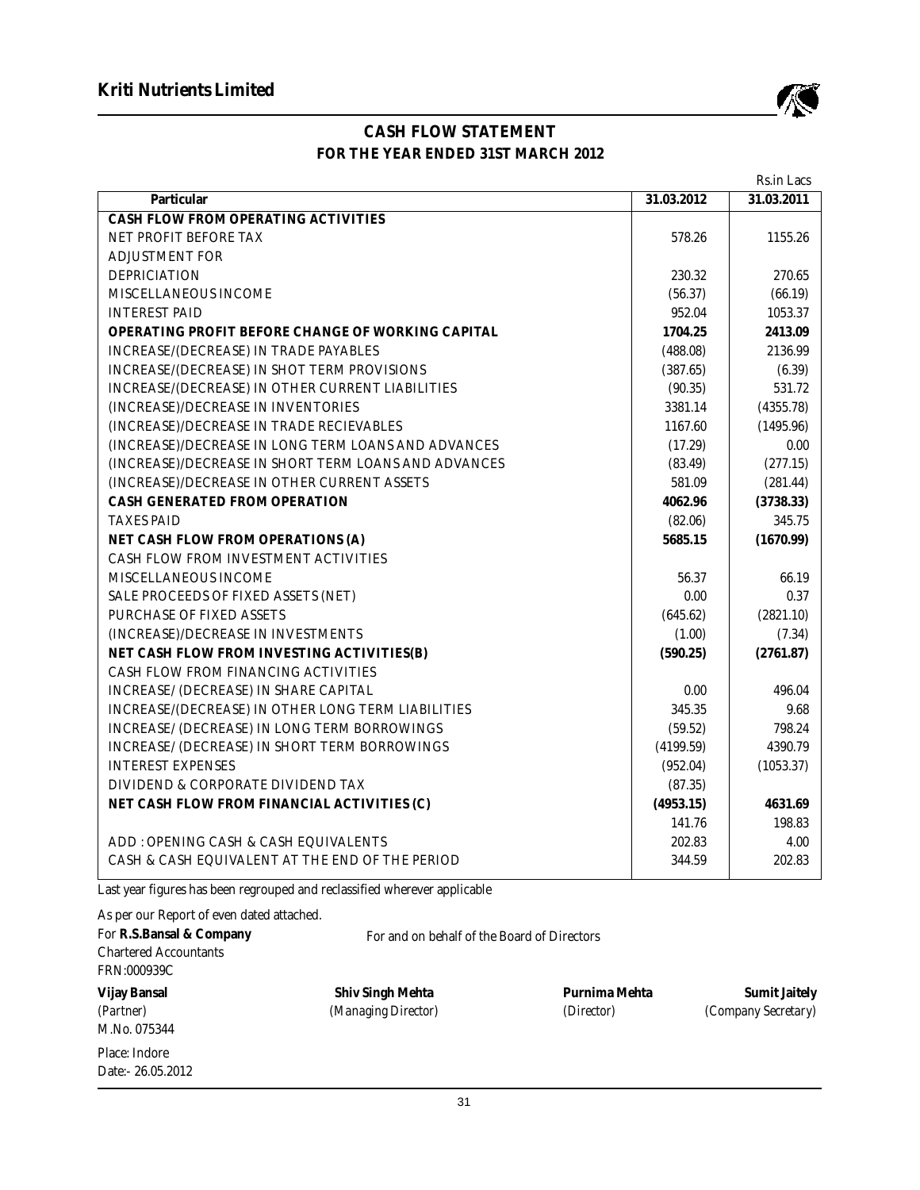## CASH FLOW STATEMENT
### FOR THE YEAR ENDED 31ST MARCH 2012

Rs.in Lacs

| Particular | 31.03.2012 | 31.03.2011 |
|---|---|---|
| **CASH FLOW FROM OPERATING ACTIVITIES** | | |
| NET PROFIT BEFORE TAX | 578.26 | 1155.26 |
| ADJUSTMENT FOR | | |
| DEPRICIATION | 230.32 | 270.65 |
| MISCELLANEOUS INCOME | (56.37) | (66.19) |
| INTEREST PAID | 952.04 | 1053.37 |
| **OPERATING PROFIT BEFORE CHANGE OF WORKING CAPITAL** | **1704.25** | **2413.09** |
| INCREASE/(DECREASE) IN TRADE PAYABLES | (488.08) | 2136.99 |
| INCREASE/(DECREASE) IN SHOT TERM PROVISIONS | (387.65) | (6.39) |
| INCREASE/(DECREASE) IN OTHER CURRENT LIABILITIES | (90.35) | 531.72 |
| (INCREASE)/DECREASE IN INVENTORIES | 3381.14 | (4355.78) |
| (INCREASE)/DECREASE IN TRADE RECIEVABLES | 1167.60 | (1495.96) |
| (INCREASE)/DECREASE IN LONG TERM LOANS AND ADVANCES | (17.29) | 0.00 |
| (INCREASE)/DECREASE IN SHORT TERM LOANS AND ADVANCES | (83.49) | (277.15) |
| (INCREASE)/DECREASE IN OTHER CURRENT ASSETS | 581.09 | (281.44) |
| **CASH GENERATED FROM OPERATION** | **4062.96** | **(3738.33)** |
| TAXES PAID | (82.06) | 345.75 |
| **NET CASH FLOW FROM OPERATIONS (A)** | **5685.15** | **(1670.99)** |
| CASH FLOW FROM INVESTMENT ACTIVITIES | | |
| MISCELLANEOUS INCOME | 56.37 | 66.19 |
| SALE PROCEEDS OF FIXED ASSETS (NET) | 0.00 | 0.37 |
| PURCHASE OF FIXED ASSETS | (645.62) | (2821.10) |
| (INCREASE)/DECREASE IN INVESTMENTS | (1.00) | (7.34) |
| **NET CASH FLOW FROM INVESTING ACTIVITIES(B)** | **(590.25)** | **(2761.87)** |
| CASH FLOW FROM FINANCING ACTIVITIES | | |
| INCREASE/ (DECREASE) IN SHARE CAPITAL | 0.00 | 496.04 |
| INCREASE/(DECREASE) IN OTHER LONG TERM LIABILITIES | 345.35 | 9.68 |
| INCREASE/ (DECREASE) IN LONG TERM BORROWINGS | (59.52) | 798.24 |
| INCREASE/ (DECREASE) IN SHORT TERM BORROWINGS | (4199.59) | 4390.79 |
| INTEREST EXPENSES | (952.04) | (1053.37) |
| DIVIDEND & CORPORATE DIVIDEND TAX | (87.35) | |
| **NET CASH FLOW FROM FINANCIAL ACTIVITIES (C)** | **(4953.15)** | **4631.69** |
| | 141.76 | 198.83 |
| ADD : OPENING CASH & CASH EQUIVALENTS | 202.83 | 4.00 |
| CASH & CASH EQUIVALENT AT THE END OF THE PERIOD | 344.59 | 202.83 |

Last year figures has been regrouped and reclassified wherever applicable

As per our Report of even dated attached.

For **R.S.Bansal & Company**
Chartered Accountants
FRN:000939C

For and on behalf of the Board of Directors

**Vijay Bansal**
*(Partner)*
M.No. 075344

**Shiv Singh Mehta**
*(Managing Director)*

**Purnima Mehta**
*(Director)*

**Sumit Jaitely**
*(Company Secretary)*

Place: Indore
Date:- 26.05.2012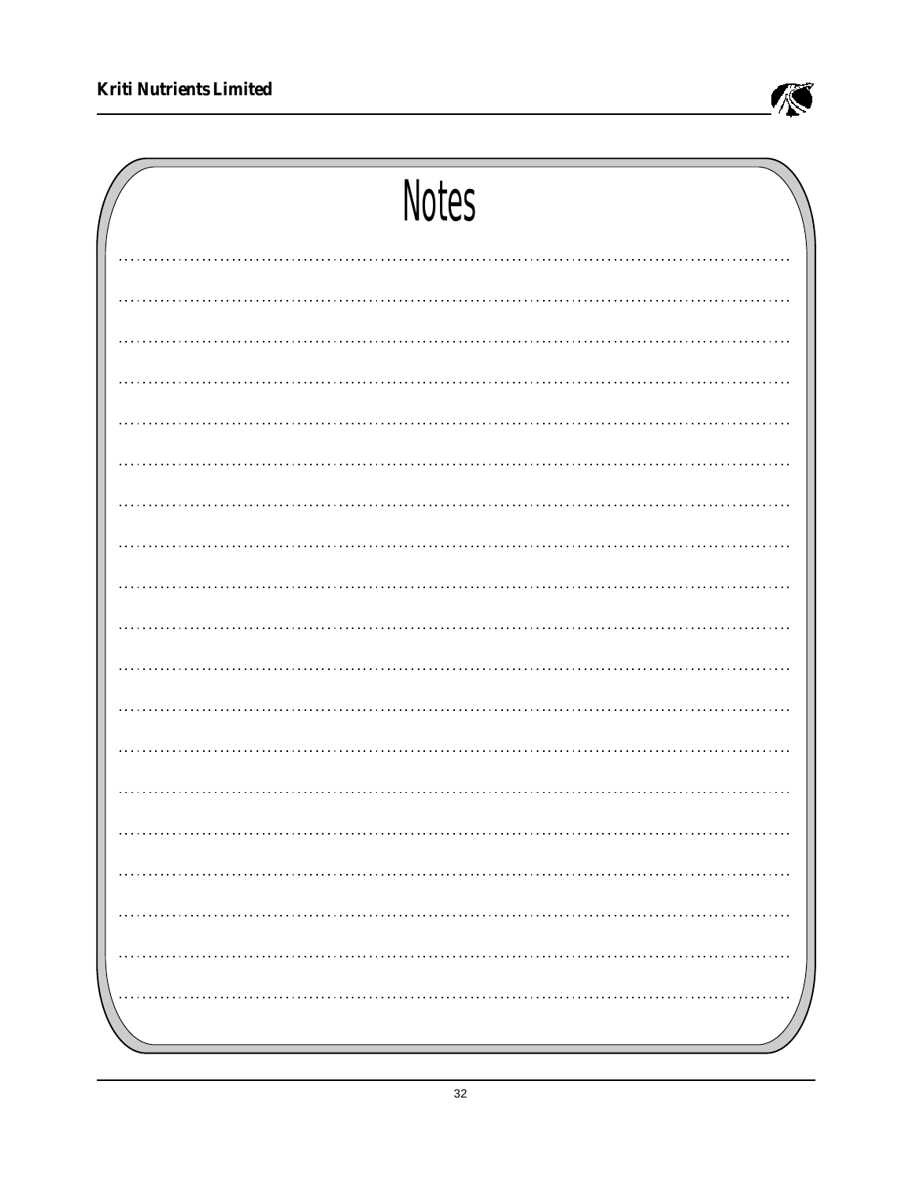# Notes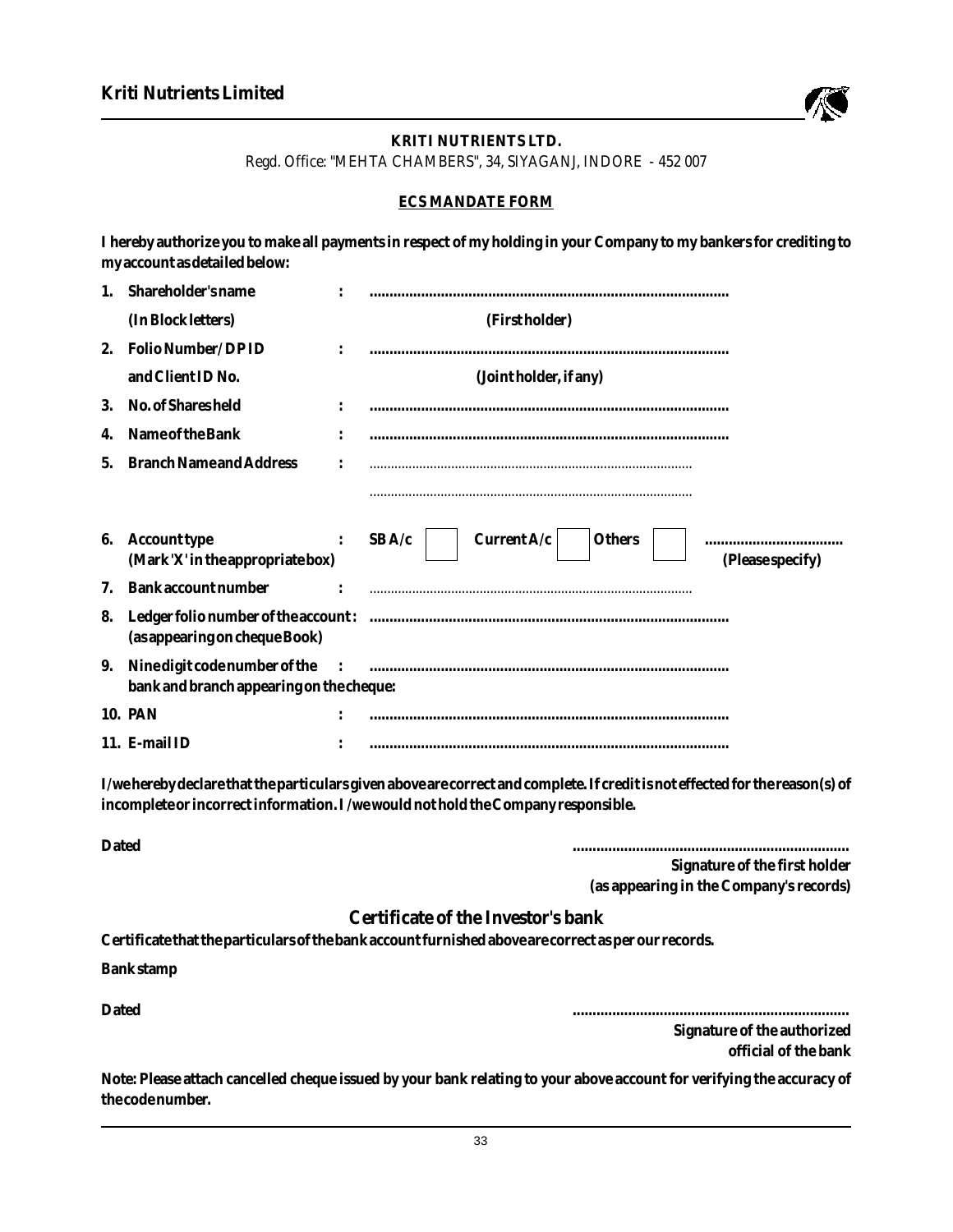**KRITI NUTRIENTS LTD.**

Regd. Office: "MEHTA CHAMBERS", 34, SIYAGANJ, INDORE - 452 007

## ECS MANDATE FORM

**I hereby authorize you to make all payments in respect of my holding in your Company to my bankers for crediting to my account as detailed below:**

1. **Shareholder's name (In Block letters)** : .......................................................................................... (First holder)
2. **Folio Number/ DP ID and Client ID No.** : .......................................................................................... (Joint holder, if any)
3. **No. of Shares held** : ..........................................................................................
4. **Name of the Bank** : ..........................................................................................
5. **Branch Name and Address** : ..........................................................................................
   ..........................................................................................
6. **Account type (Mark 'X' in the appropriate box)** : SB A/c ☐ Current A/c ☐ Others ☐ .................................. (Please specify)
7. **Bank account number** : ..........................................................................................
8. **Ledger folio number of the account (as appearing on cheque Book)** : ..........................................................................................
9. **Nine digit code number of the bank and branch appearing on the cheque** : ..........................................................................................
10. **PAN** : ..........................................................................................
11. **E-mail ID** : ..........................................................................................

**I/we hereby declare that the particulars given above are correct and complete. If credit is not effected for the reason(s) of incomplete or incorrect information. I /we would not hold the Company responsible.**

**Dated** .....................................................................

**Signature of the first holder (as appearing in the Company's records)**

## Certificate of the Investor's bank

**Certificate that the particulars of the bank account furnished above are correct as per our records.**

**Bank stamp**

**Dated** .....................................................................

**Signature of the authorized official of the bank**

**Note: Please attach cancelled cheque issued by your bank relating to your above account for verifying the accuracy of the code number.**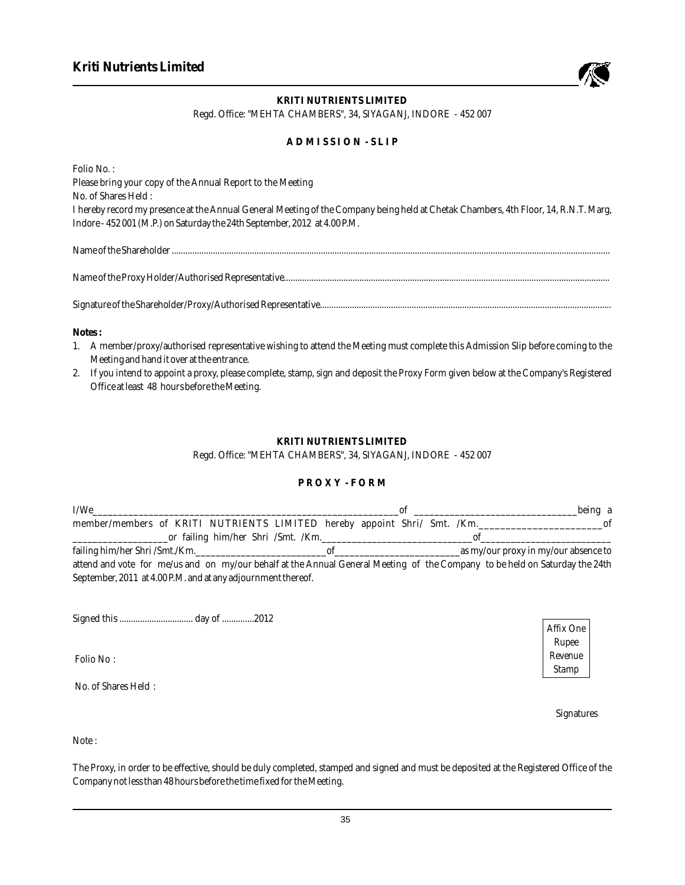**KRITI NUTRIENTS LIMITED**

Regd. Office: "MEHTA CHAMBERS", 34, SIYAGANJ, INDORE - 452 007

**A D M I S S I O N - S L I P**

Folio No. :

Please bring your copy of the Annual Report to the Meeting

No. of Shares Held :

I hereby record my presence at the Annual General Meeting of the Company being held at Chetak Chambers, 4th Floor, 14, R.N.T. Marg, Indore - 452 001 (M.P.) on Saturday the 24th September, 2012 at 4.00 P.M.

Name of the Shareholder ........................................................................................................................................................................................

Name of the Proxy Holder/Authorised Representative.............................................................................................................................................

Signature of the Shareholder/Proxy/Authorised Representative..............................................................................................................................

**Notes :**

1. A member/proxy/authorised representative wishing to attend the Meeting must complete this Admission Slip before coming to the Meeting and hand it over at the entrance.
2. If you intend to appoint a proxy, please complete, stamp, sign and deposit the Proxy Form given below at the Company's Registered Office at least 48 hours before the Meeting.

**KRITI NUTRIENTS LIMITED**

Regd. Office: "MEHTA CHAMBERS", 34, SIYAGANJ, INDORE - 452 007

**P R O X Y - F O R M**

I/We________________________________________________________________of ________________________________being a member/members of KRITI NUTRIENTS LIMITED hereby appoint Shri/ Smt. /Km.________________________of ___________________or failing him/her Shri /Smt. /Km.______________________________of__________________________ failing him/her Shri /Smt./Km.___________________________of_________________________as my/our proxy in my/our absence to attend and vote for me/us and on my/our behalf at the Annual General Meeting of the Company to be held on Saturday the 24th September, 2011 at 4.00 P.M. and at any adjournment thereof.

Signed this ................................ day of .............2012

Affix One Rupee Revenue Stamp

Folio No :

No. of Shares Held :

Signatures

Note :

The Proxy, in order to be effective, should be duly completed, stamped and signed and must be deposited at the Registered Office of the Company not less than 48 hours before the time fixed for the Meeting.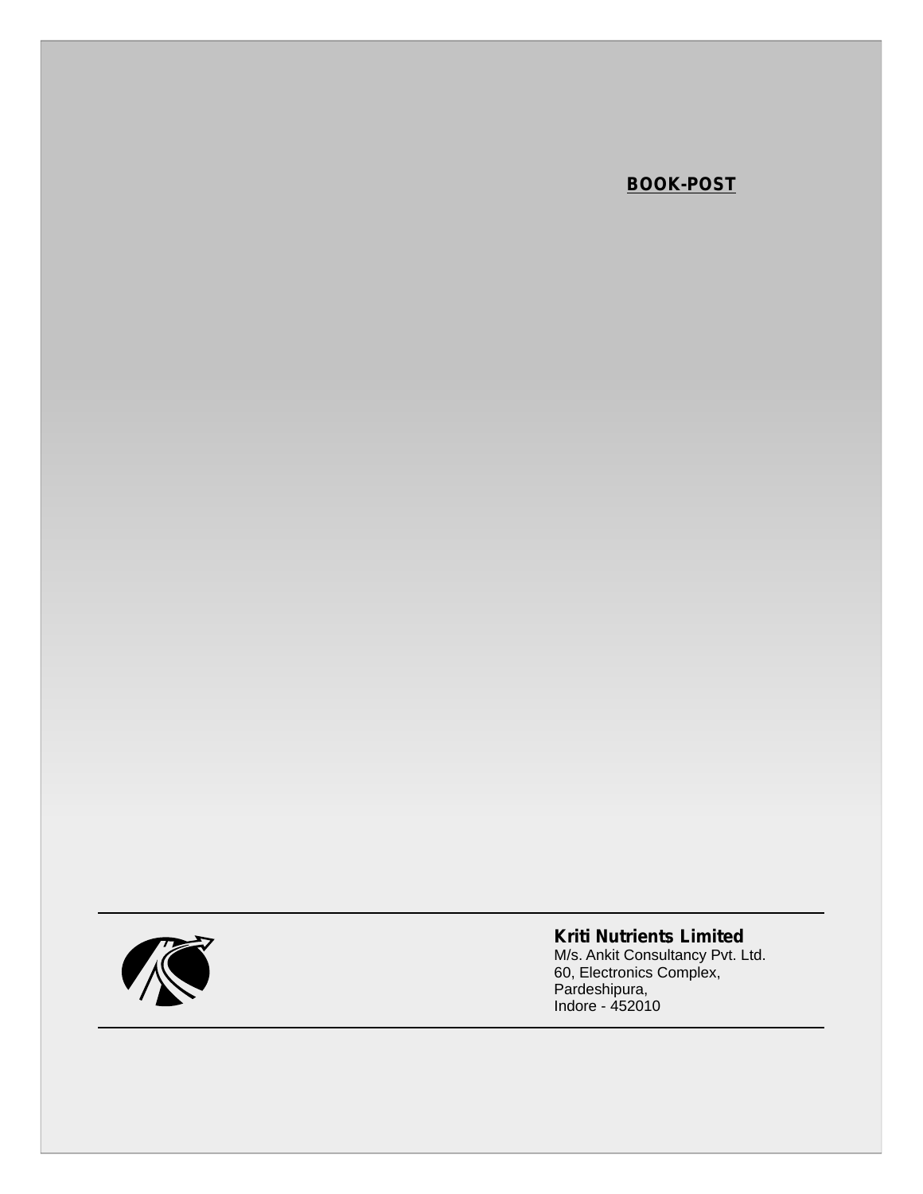**BOOK-POST**

**Kriti Nutrients Limited**
M/s. Ankit Consultancy Pvt. Ltd.
60, Electronics Complex,
Pardeshipura,
Indore - 452010